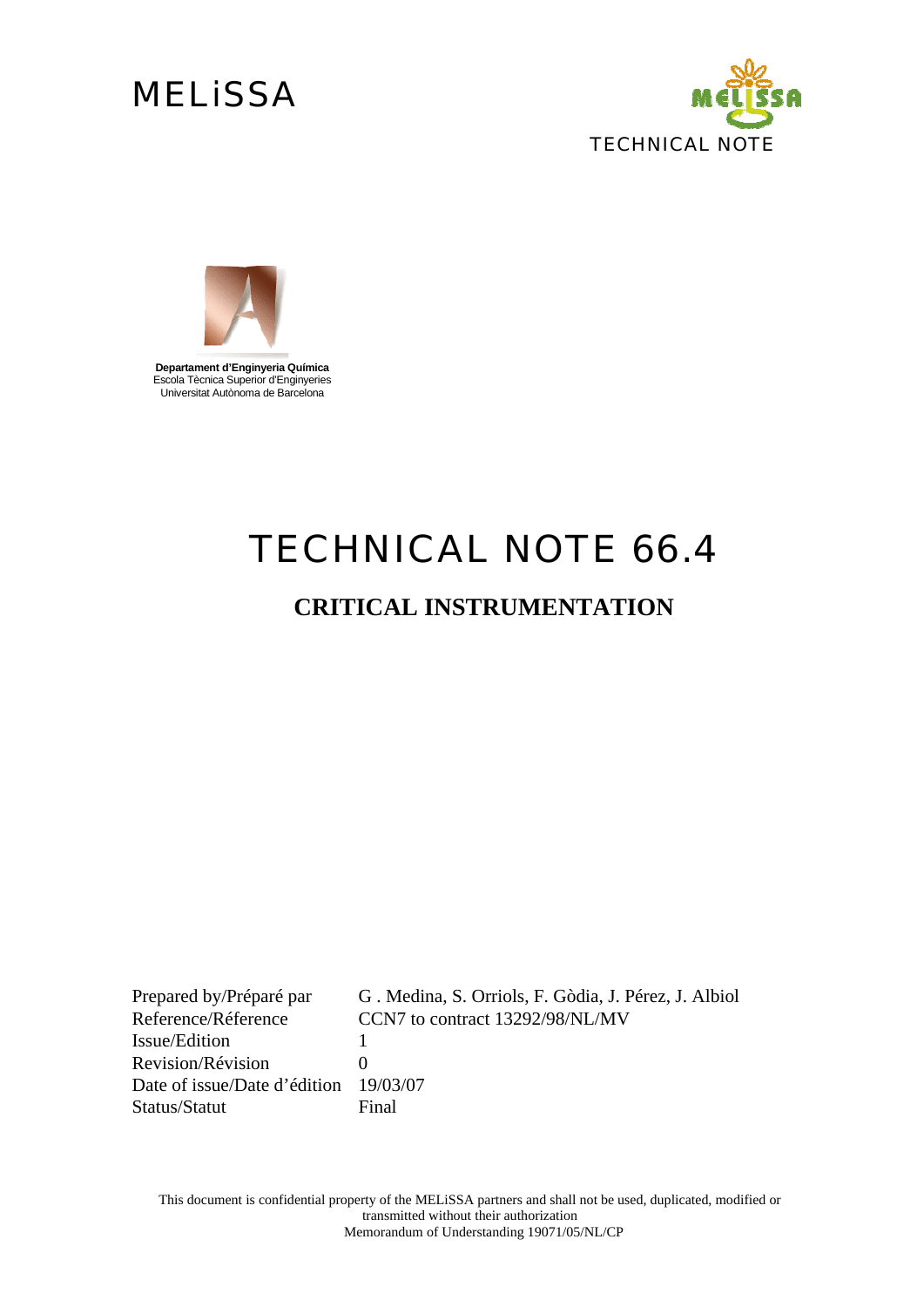MELiSSA

TECHNICAL NOTE

**Departament d'Enginyeria Química**
Escola Tècnica Superior d'Enginyeries
Universitat Autònoma de Barcelona

# TECHNICAL NOTE 66.4

## CRITICAL INSTRUMENTATION

| | |
|---|---|
| Prepared by/Préparé par | G . Medina, S. Orriols, F. Gòdia, J. Pérez, J. Albiol |
| Reference/Réference | CCN7 to contract 13292/98/NL/MV |
| Issue/Edition | 1 |
| Revision/Révision | 0 |
| Date of issue/Date d'édition | 19/03/07 |
| Status/Statut | Final |

This document is confidential property of the MELiSSA partners and shall not be used, duplicated, modified or transmitted without their authorization
Memorandum of Understanding 19071/05/NL/CP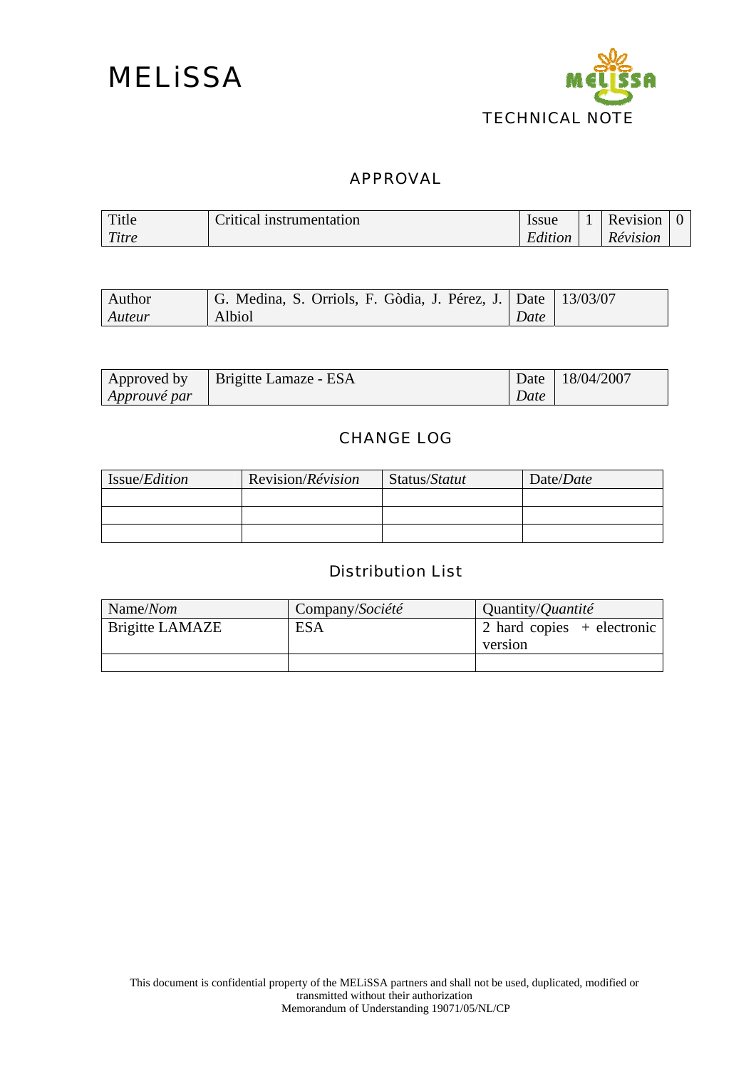MELiSSA

TECHNICAL NOTE

## APPROVAL

| Title<br>*Titre* | Critical instrumentation | Issue<br>*Edition* | 1 | Revision<br>*Révision* | 0 |
|---|---|---|---|---|---|

| Author<br>*Auteur* | G. Medina, S. Orriols, F. Gòdia, J. Pérez, J. Albiol | Date<br>*Date* | 13/03/07 |
|---|---|---|---|

| Approved by<br>*Approuvé par* | Brigitte Lamaze - ESA | Date<br>*Date* | 18/04/2007 |
|---|---|---|---|

## CHANGE LOG

| Issue/*Edition* | Revision/*Révision* | Status/*Statut* | Date/*Date* |
|---|---|---|---|
| | | | |
| | | | |
| | | | |

## Distribution List

| Name/*Nom* | Company/*Société* | Quantity/*Quantité* |
|---|---|---|
| Brigitte LAMAZE | ESA | 2 hard copies + electronic version |
| | | |

This document is confidential property of the MELiSSA partners and shall not be used, duplicated, modified or transmitted without their authorization
Memorandum of Understanding 19071/05/NL/CP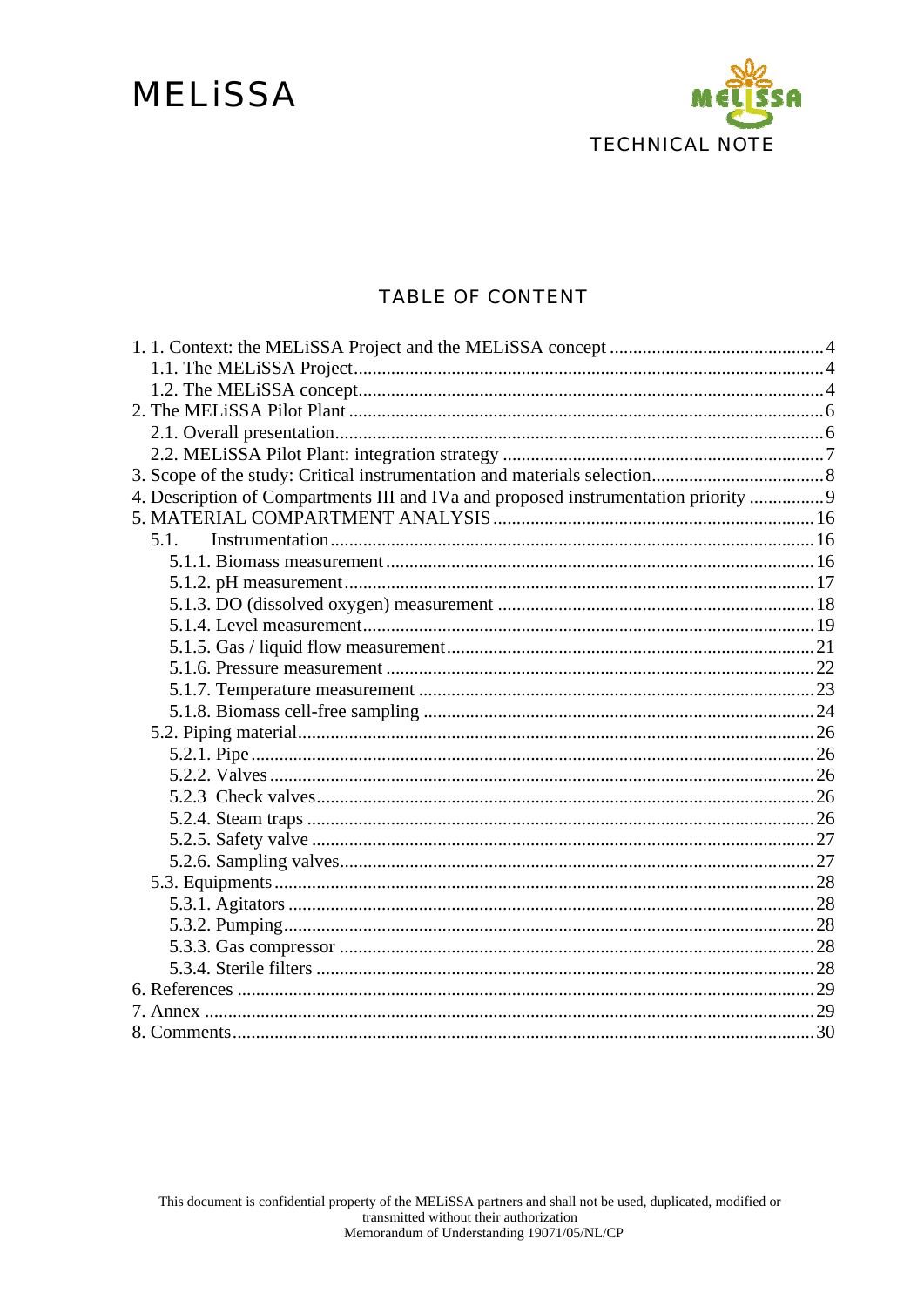# TABLE OF CONTENT

1. 1. Context: the MELiSSA Project and the MELiSSA concept ............................................. 4
   - 1.1. The MELiSSA Project ................................................................................................ 4
   - 1.2. The MELiSSA concept ................................................................................................ 4
2. The MELiSSA Pilot Plant ..................................................................................................... 6
   - 2.1. Overall presentation ..................................................................................................... 6
   - 2.2. MELiSSA Pilot Plant: integration strategy ................................................................... 7
3. Scope of the study: Critical instrumentation and materials selection ..................................... 8
4. Description of Compartments III and IVa and proposed instrumentation priority ................ 9
5. MATERIAL COMPARTMENT ANALYSIS ..................................................................... 16
   - 5.1. Instrumentation ....................................................................................................... 16
     - 5.1.1. Biomass measurement ........................................................................................... 16
     - 5.1.2. pH measurement .................................................................................................... 17
     - 5.1.3. DO (dissolved oxygen) measurement .................................................................... 18
     - 5.1.4. Level measurement ................................................................................................ 19
     - 5.1.5. Gas / liquid flow measurement .............................................................................. 21
     - 5.1.6. Pressure measurement ........................................................................................... 22
     - 5.1.7. Temperature measurement .................................................................................... 23
     - 5.1.8. Biomass cell-free sampling ................................................................................... 24
   - 5.2. Piping material ............................................................................................................ 26
     - 5.2.1. Pipe ........................................................................................................................ 26
     - 5.2.2. Valves .................................................................................................................... 26
     - 5.2.3 Check valves .......................................................................................................... 26
     - 5.2.4. Steam traps ............................................................................................................ 26
     - 5.2.5. Safety valve ........................................................................................................... 27
     - 5.2.6. Sampling valves ..................................................................................................... 27
   - 5.3. Equipments .................................................................................................................. 28
     - 5.3.1. Agitators ................................................................................................................ 28
     - 5.3.2. Pumping ................................................................................................................. 28
     - 5.3.3. Gas compressor ..................................................................................................... 28
     - 5.3.4. Sterile filters .......................................................................................................... 28
6. References ............................................................................................................................ 29
7. Annex ................................................................................................................................... 29
8. Comments ............................................................................................................................. 30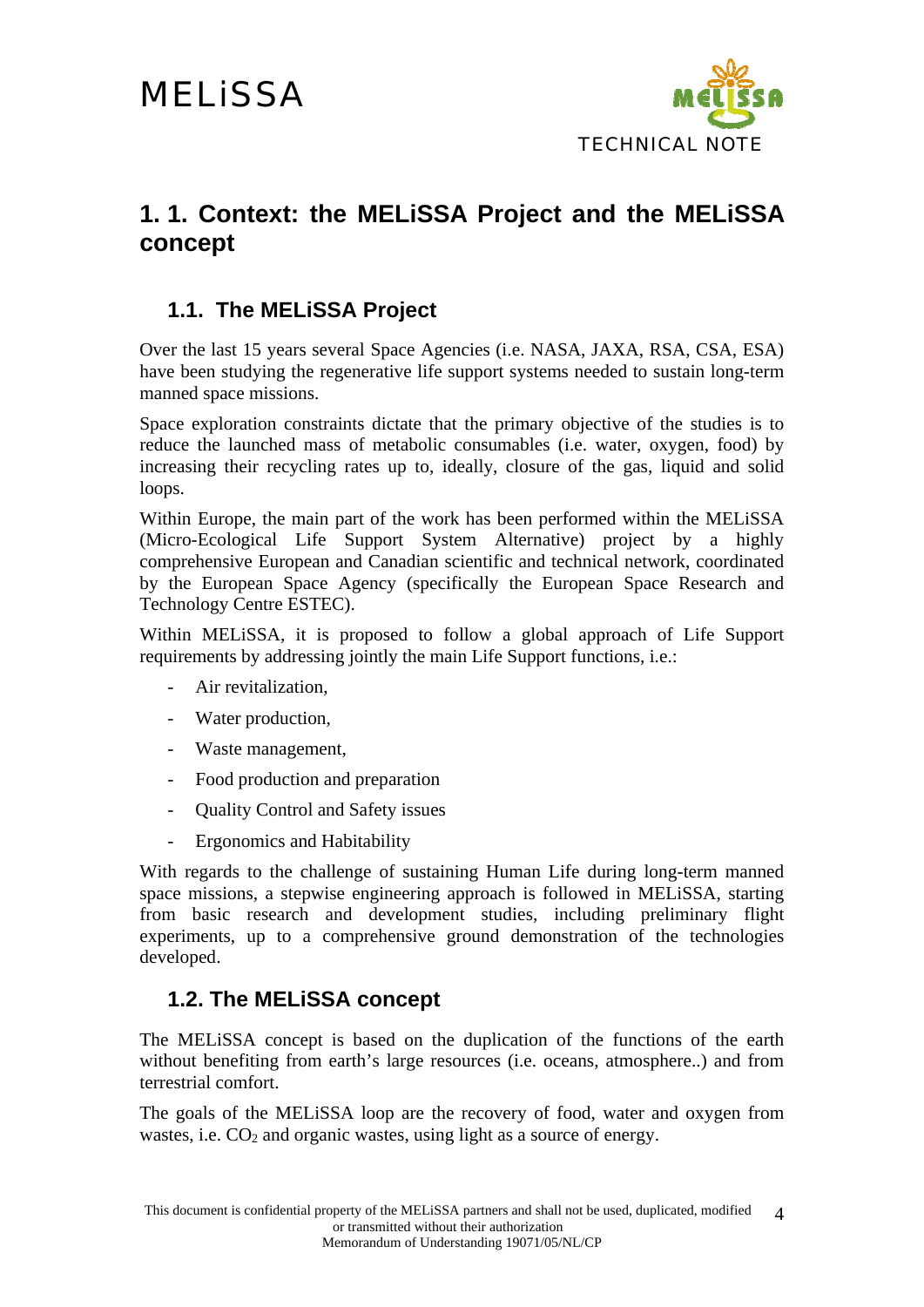# 1. 1. Context: the MELiSSA Project and the MELiSSA concept

## 1.1. The MELiSSA Project

Over the last 15 years several Space Agencies (i.e. NASA, JAXA, RSA, CSA, ESA) have been studying the regenerative life support systems needed to sustain long-term manned space missions.

Space exploration constraints dictate that the primary objective of the studies is to reduce the launched mass of metabolic consumables (i.e. water, oxygen, food) by increasing their recycling rates up to, ideally, closure of the gas, liquid and solid loops.

Within Europe, the main part of the work has been performed within the MELiSSA (Micro-Ecological Life Support System Alternative) project by a highly comprehensive European and Canadian scientific and technical network, coordinated by the European Space Agency (specifically the European Space Research and Technology Centre ESTEC).

Within MELiSSA, it is proposed to follow a global approach of Life Support requirements by addressing jointly the main Life Support functions, i.e.:

- Air revitalization,
- Water production,
- Waste management,
- Food production and preparation
- Quality Control and Safety issues
- Ergonomics and Habitability

With regards to the challenge of sustaining Human Life during long-term manned space missions, a stepwise engineering approach is followed in MELiSSA, starting from basic research and development studies, including preliminary flight experiments, up to a comprehensive ground demonstration of the technologies developed.

## 1.2. The MELiSSA concept

The MELiSSA concept is based on the duplication of the functions of the earth without benefiting from earth's large resources (i.e. oceans, atmosphere..) and from terrestrial comfort.

The goals of the MELiSSA loop are the recovery of food, water and oxygen from wastes, i.e. $CO_2$ and organic wastes, using light as a source of energy.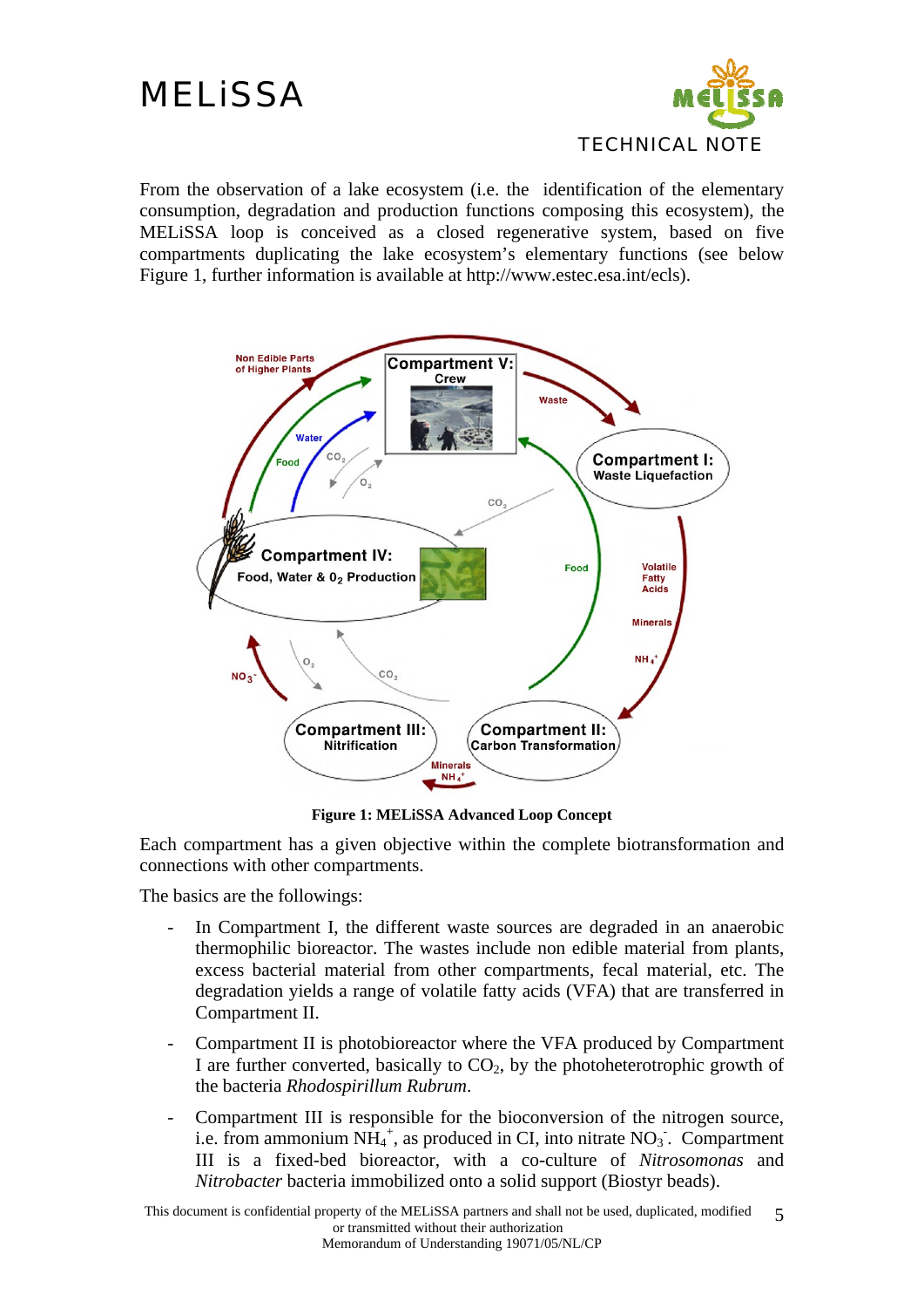From the observation of a lake ecosystem (i.e. the identification of the elementary consumption, degradation and production functions composing this ecosystem), the MELiSSA loop is conceived as a closed regenerative system, based on five compartments duplicating the lake ecosystem's elementary functions (see below Figure 1, further information is available at http://www.estec.esa.int/ecls).

**Figure 1: MELiSSA Advanced Loop Concept**

Each compartment has a given objective within the complete biotransformation and connections with other compartments.

The basics are the followings:

- In Compartment I, the different waste sources are degraded in an anaerobic thermophilic bioreactor. The wastes include non edible material from plants, excess bacterial material from other compartments, fecal material, etc. The degradation yields a range of volatile fatty acids (VFA) that are transferred in Compartment II.
- Compartment II is photobioreactor where the VFA produced by Compartment I are further converted, basically to $CO_2$, by the photoheterotrophic growth of the bacteria *Rhodospirillum Rubrum*.
- Compartment III is responsible for the bioconversion of the nitrogen source, i.e. from ammonium $NH_4^+$, as produced in CI, into nitrate $NO_3^-$. Compartment III is a fixed-bed bioreactor, with a co-culture of *Nitrosomonas* and *Nitrobacter* bacteria immobilized onto a solid support (Biostyr beads).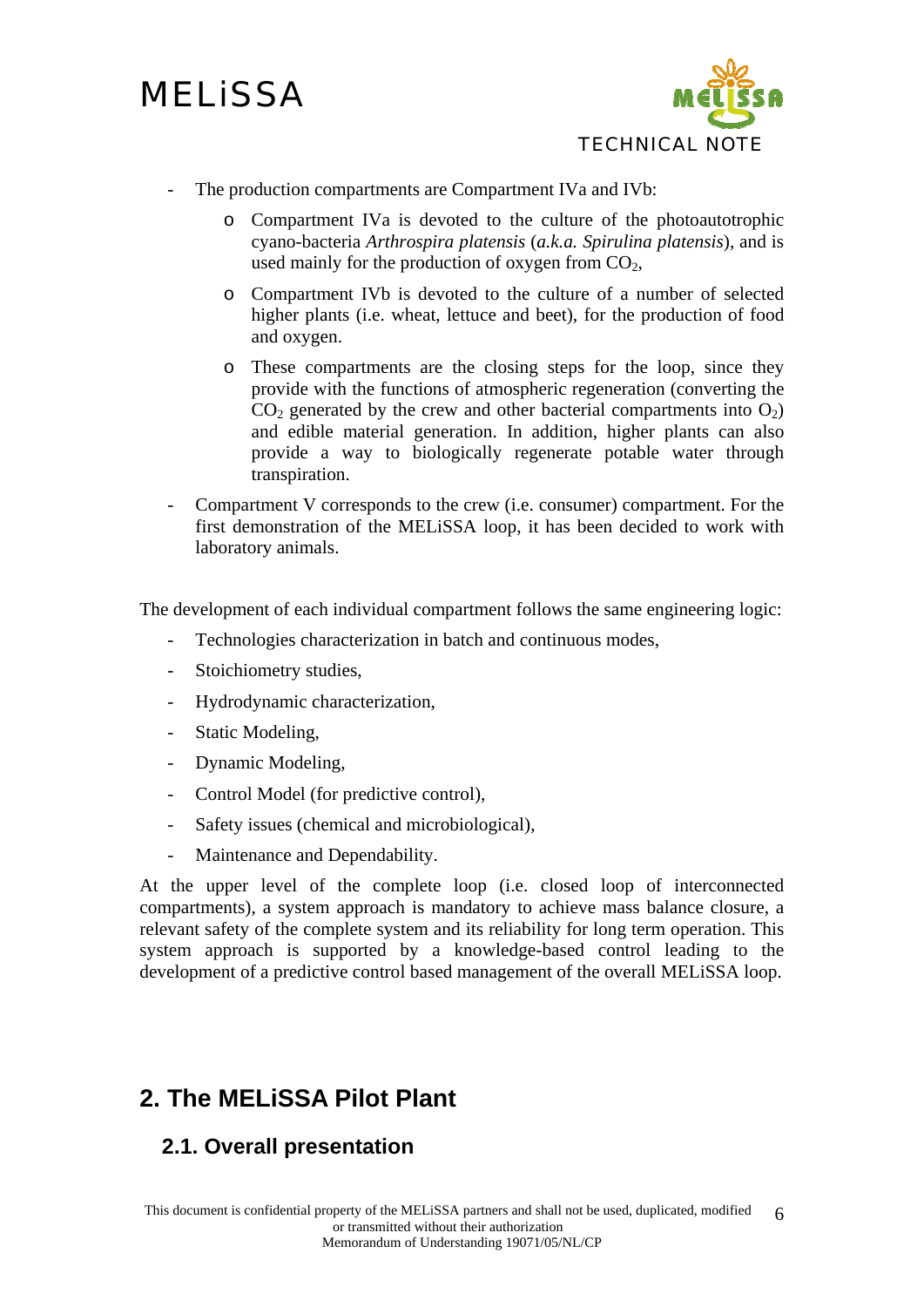- The production compartments are Compartment IVa and IVb:
  - Compartment IVa is devoted to the culture of the photoautotrophic cyano-bacteria *Arthrospira platensis* (*a.k.a. Spirulina platensis*), and is used mainly for the production of oxygen from $CO_2$,
  - Compartment IVb is devoted to the culture of a number of selected higher plants (i.e. wheat, lettuce and beet), for the production of food and oxygen.
  - These compartments are the closing steps for the loop, since they provide with the functions of atmospheric regeneration (converting the $CO_2$ generated by the crew and other bacterial compartments into $O_2$) and edible material generation. In addition, higher plants can also provide a way to biologically regenerate potable water through transpiration.
- Compartment V corresponds to the crew (i.e. consumer) compartment. For the first demonstration of the MELiSSA loop, it has been decided to work with laboratory animals.

The development of each individual compartment follows the same engineering logic:

- Technologies characterization in batch and continuous modes,
- Stoichiometry studies,
- Hydrodynamic characterization,
- Static Modeling,
- Dynamic Modeling,
- Control Model (for predictive control),
- Safety issues (chemical and microbiological),
- Maintenance and Dependability.

At the upper level of the complete loop (i.e. closed loop of interconnected compartments), a system approach is mandatory to achieve mass balance closure, a relevant safety of the complete system and its reliability for long term operation. This system approach is supported by a knowledge-based control leading to the development of a predictive control based management of the overall MELiSSA loop.

# 2. The MELiSSA Pilot Plant

## 2.1. Overall presentation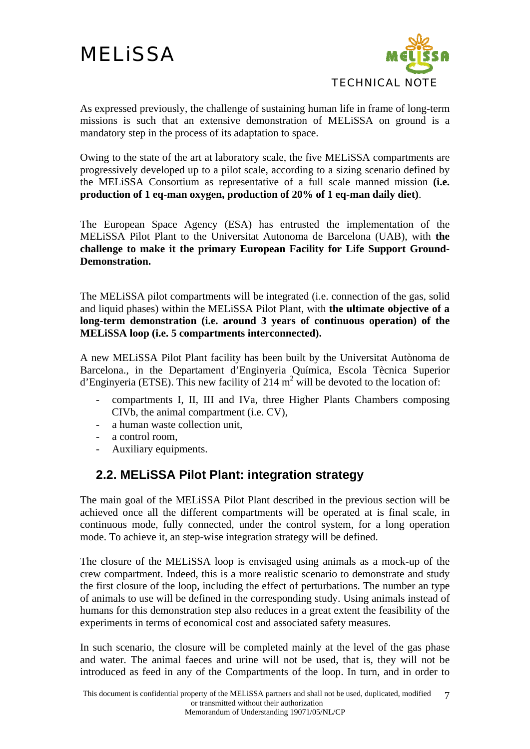As expressed previously, the challenge of sustaining human life in frame of long-term missions is such that an extensive demonstration of MELiSSA on ground is a mandatory step in the process of its adaptation to space.

Owing to the state of the art at laboratory scale, the five MELiSSA compartments are progressively developed up to a pilot scale, according to a sizing scenario defined by the MELiSSA Consortium as representative of a full scale manned mission **(i.e. production of 1 eq-man oxygen, production of 20% of 1 eq-man daily diet)**.

The European Space Agency (ESA) has entrusted the implementation of the MELiSSA Pilot Plant to the Universitat Autonoma de Barcelona (UAB), with **the challenge to make it the primary European Facility for Life Support Ground-Demonstration.**

The MELiSSA pilot compartments will be integrated (i.e. connection of the gas, solid and liquid phases) within the MELiSSA Pilot Plant, with **the ultimate objective of a long-term demonstration (i.e. around 3 years of continuous operation) of the MELiSSA loop (i.e. 5 compartments interconnected).**

A new MELiSSA Pilot Plant facility has been built by the Universitat Autònoma de Barcelona., in the Departament d'Enginyeria Química, Escola Tècnica Superior d'Enginyeria (ETSE). This new facility of 214 $m^2$ will be devoted to the location of:

- compartments I, II, III and IVa, three Higher Plants Chambers composing CIVb, the animal compartment (i.e. CV),
- a human waste collection unit,
- a control room,
- Auxiliary equipments.

## 2.2. MELiSSA Pilot Plant: integration strategy

The main goal of the MELiSSA Pilot Plant described in the previous section will be achieved once all the different compartments will be operated at is final scale, in continuous mode, fully connected, under the control system, for a long operation mode. To achieve it, an step-wise integration strategy will be defined.

The closure of the MELiSSA loop is envisaged using animals as a mock-up of the crew compartment. Indeed, this is a more realistic scenario to demonstrate and study the first closure of the loop, including the effect of perturbations. The number an type of animals to use will be defined in the corresponding study. Using animals instead of humans for this demonstration step also reduces in a great extent the feasibility of the experiments in terms of economical cost and associated safety measures.

In such scenario, the closure will be completed mainly at the level of the gas phase and water. The animal faeces and urine will not be used, that is, they will not be introduced as feed in any of the Compartments of the loop. In turn, and in order to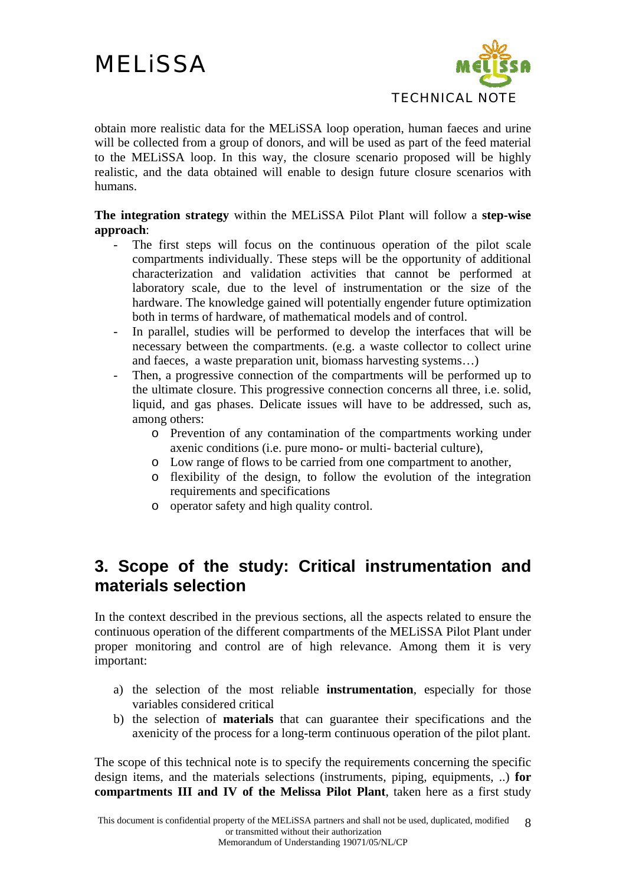obtain more realistic data for the MELiSSA loop operation, human faeces and urine will be collected from a group of donors, and will be used as part of the feed material to the MELiSSA loop. In this way, the closure scenario proposed will be highly realistic, and the data obtained will enable to design future closure scenarios with humans.

**The integration strategy** within the MELiSSA Pilot Plant will follow a **step-wise approach**:

- The first steps will focus on the continuous operation of the pilot scale compartments individually. These steps will be the opportunity of additional characterization and validation activities that cannot be performed at laboratory scale, due to the level of instrumentation or the size of the hardware. The knowledge gained will potentially engender future optimization both in terms of hardware, of mathematical models and of control.
- In parallel, studies will be performed to develop the interfaces that will be necessary between the compartments. (e.g. a waste collector to collect urine and faeces, a waste preparation unit, biomass harvesting systems…)
- Then, a progressive connection of the compartments will be performed up to the ultimate closure. This progressive connection concerns all three, i.e. solid, liquid, and gas phases. Delicate issues will have to be addressed, such as, among others:
    - Prevention of any contamination of the compartments working under axenic conditions (i.e. pure mono- or multi- bacterial culture),
    - Low range of flows to be carried from one compartment to another,
    - flexibility of the design, to follow the evolution of the integration requirements and specifications
    - operator safety and high quality control.

## 3. Scope of the study: Critical instrumentation and materials selection

In the context described in the previous sections, all the aspects related to ensure the continuous operation of the different compartments of the MELiSSA Pilot Plant under proper monitoring and control are of high relevance. Among them it is very important:

a) the selection of the most reliable **instrumentation**, especially for those variables considered critical
b) the selection of **materials** that can guarantee their specifications and the axenicity of the process for a long-term continuous operation of the pilot plant.

The scope of this technical note is to specify the requirements concerning the specific design items, and the materials selections (instruments, piping, equipments, ..) **for compartments III and IV of the Melissa Pilot Plant**, taken here as a first study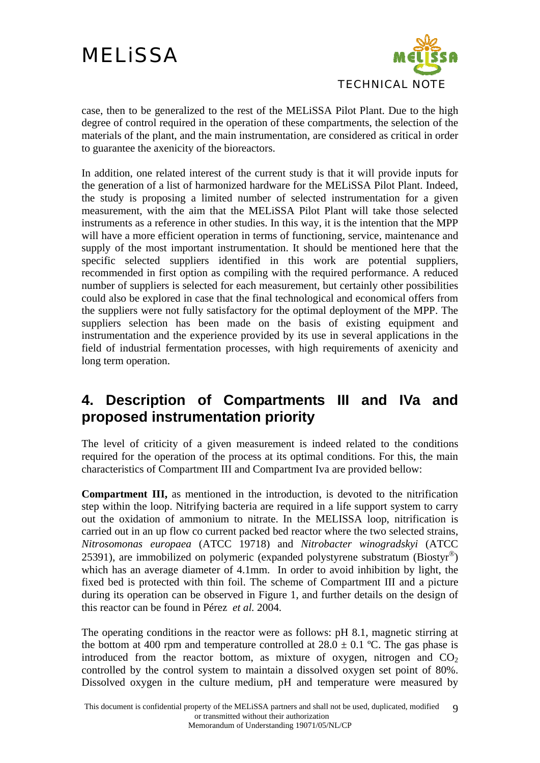case, then to be generalized to the rest of the MELiSSA Pilot Plant. Due to the high degree of control required in the operation of these compartments, the selection of the materials of the plant, and the main instrumentation, are considered as critical in order to guarantee the axenicity of the bioreactors.

In addition, one related interest of the current study is that it will provide inputs for the generation of a list of harmonized hardware for the MELiSSA Pilot Plant. Indeed, the study is proposing a limited number of selected instrumentation for a given measurement, with the aim that the MELiSSA Pilot Plant will take those selected instruments as a reference in other studies. In this way, it is the intention that the MPP will have a more efficient operation in terms of functioning, service, maintenance and supply of the most important instrumentation. It should be mentioned here that the specific selected suppliers identified in this work are potential suppliers, recommended in first option as compiling with the required performance. A reduced number of suppliers is selected for each measurement, but certainly other possibilities could also be explored in case that the final technological and economical offers from the suppliers were not fully satisfactory for the optimal deployment of the MPP. The suppliers selection has been made on the basis of existing equipment and instrumentation and the experience provided by its use in several applications in the field of industrial fermentation processes, with high requirements of axenicity and long term operation.

## 4. Description of Compartments III and IVa and proposed instrumentation priority

The level of criticity of a given measurement is indeed related to the conditions required for the operation of the process at its optimal conditions. For this, the main characteristics of Compartment III and Compartment Iva are provided bellow:

**Compartment III,** as mentioned in the introduction, is devoted to the nitrification step within the loop. Nitrifying bacteria are required in a life support system to carry out the oxidation of ammonium to nitrate. In the MELISSA loop, nitrification is carried out in an up flow co current packed bed reactor where the two selected strains, *Nitrosomonas europaea* (ATCC 19718) and *Nitrobacter winogradskyi* (ATCC 25391), are immobilized on polymeric (expanded polystyrene substratum (Biostyr®) which has an average diameter of 4.1mm. In order to avoid inhibition by light, the fixed bed is protected with thin foil. The scheme of Compartment III and a picture during its operation can be observed in Figure 1, and further details on the design of this reactor can be found in Pérez *et al.* 2004.

The operating conditions in the reactor were as follows: pH 8.1, magnetic stirring at the bottom at 400 rpm and temperature controlled at 28.0 ± 0.1 ºC. The gas phase is introduced from the reactor bottom, as mixture of oxygen, nitrogen and $CO_2$ controlled by the control system to maintain a dissolved oxygen set point of 80%. Dissolved oxygen in the culture medium, pH and temperature were measured by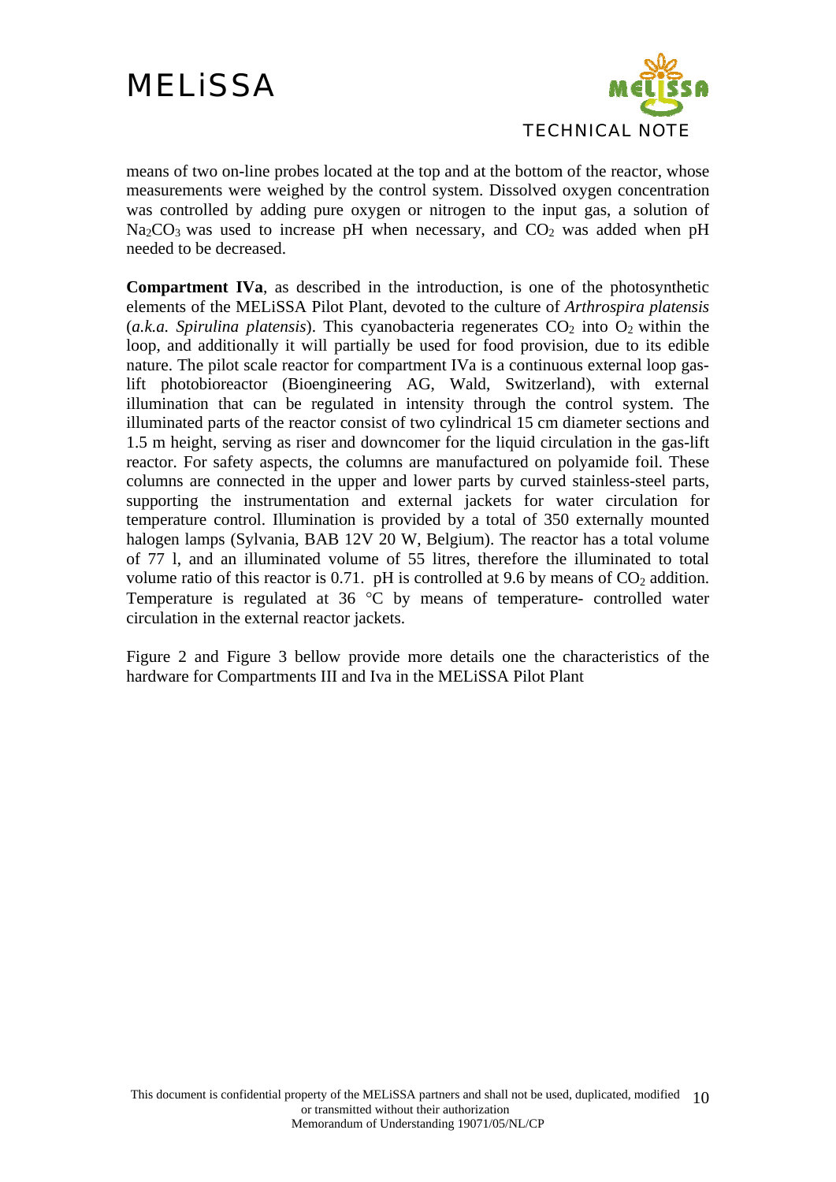means of two on-line probes located at the top and at the bottom of the reactor, whose measurements were weighed by the control system. Dissolved oxygen concentration was controlled by adding pure oxygen or nitrogen to the input gas, a solution of $Na_2CO_3$ was used to increase pH when necessary, and $CO_2$ was added when pH needed to be decreased.

**Compartment IVa**, as described in the introduction, is one of the photosynthetic elements of the MELiSSA Pilot Plant, devoted to the culture of *Arthrospira platensis* (*a.k.a. Spirulina platensis*). This cyanobacteria regenerates $CO_2$ into $O_2$ within the loop, and additionally it will partially be used for food provision, due to its edible nature. The pilot scale reactor for compartment IVa is a continuous external loop gas-lift photobioreactor (Bioengineering AG, Wald, Switzerland), with external illumination that can be regulated in intensity through the control system. The illuminated parts of the reactor consist of two cylindrical 15 cm diameter sections and 1.5 m height, serving as riser and downcomer for the liquid circulation in the gas-lift reactor. For safety aspects, the columns are manufactured on polyamide foil. These columns are connected in the upper and lower parts by curved stainless-steel parts, supporting the instrumentation and external jackets for water circulation for temperature control. Illumination is provided by a total of 350 externally mounted halogen lamps (Sylvania, BAB 12V 20 W, Belgium). The reactor has a total volume of 77 l, and an illuminated volume of 55 litres, therefore the illuminated to total volume ratio of this reactor is 0.71. pH is controlled at 9.6 by means of $CO_2$ addition. Temperature is regulated at 36 °C by means of temperature- controlled water circulation in the external reactor jackets.

Figure 2 and Figure 3 bellow provide more details one the characteristics of the hardware for Compartments III and Iva in the MELiSSA Pilot Plant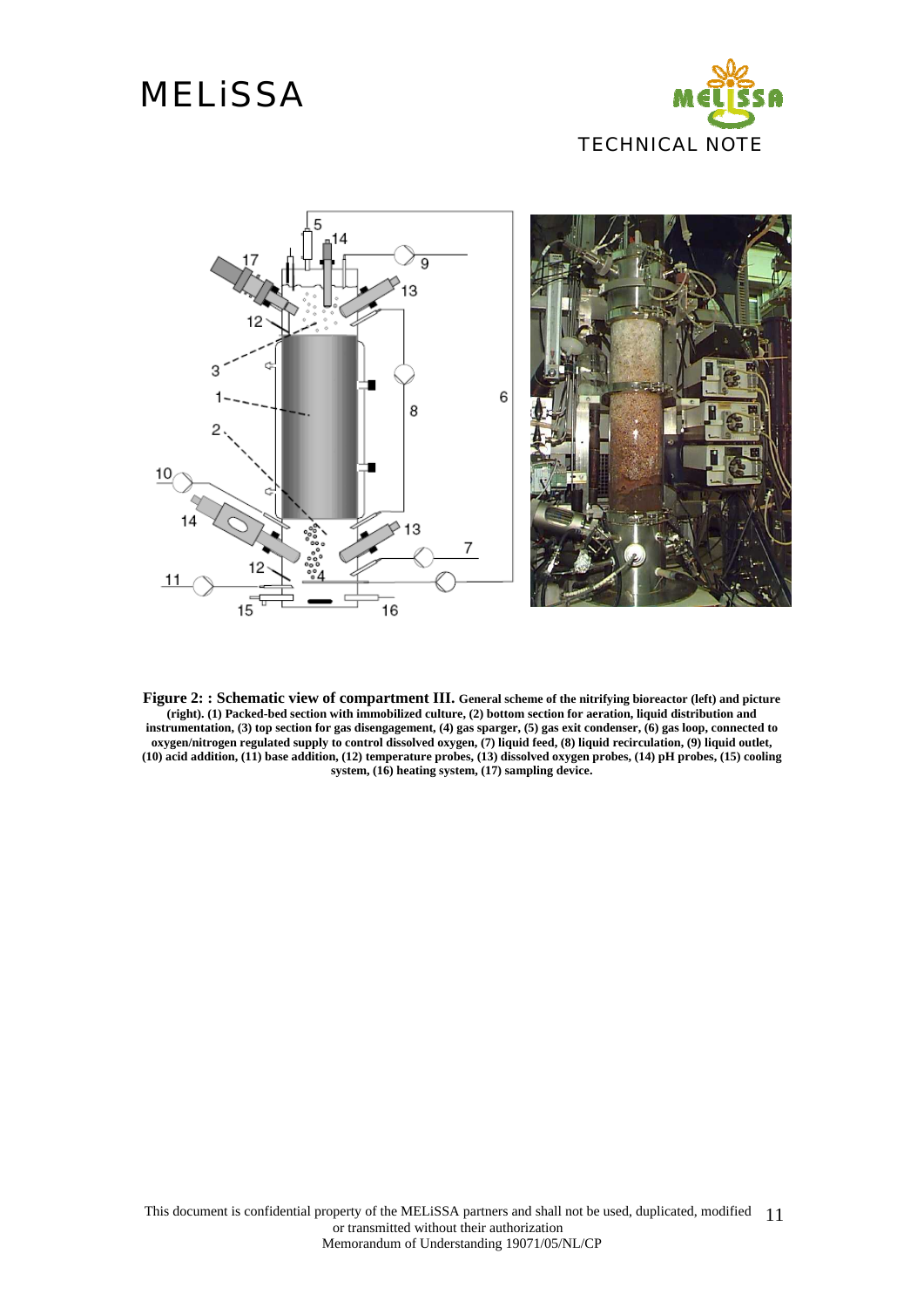**Figure 2: : Schematic view of compartment III.** **General scheme of the nitrifying bioreactor (left) and picture (right). (1) Packed-bed section with immobilized culture, (2) bottom section for aeration, liquid distribution and instrumentation, (3) top section for gas disengagement, (4) gas sparger, (5) gas exit condenser, (6) gas loop, connected to oxygen/nitrogen regulated supply to control dissolved oxygen, (7) liquid feed, (8) liquid recirculation, (9) liquid outlet, (10) acid addition, (11) base addition, (12) temperature probes, (13) dissolved oxygen probes, (14) pH probes, (15) cooling system, (16) heating system, (17) sampling device.**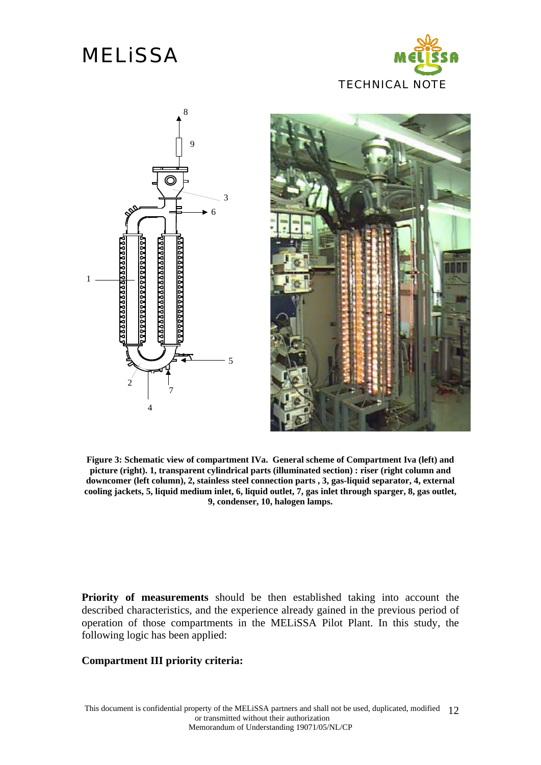**Figure 3: Schematic view of compartment IVa. General scheme of Compartment Iva (left) and picture (right). 1, transparent cylindrical parts (illuminated section) : riser (right column and downcomer (left column), 2, stainless steel connection parts , 3, gas-liquid separator, 4, external cooling jackets, 5, liquid medium inlet, 6, liquid outlet, 7, gas inlet through sparger, 8, gas outlet, 9, condenser, 10, halogen lamps.**

**Priority of measurements** should be then established taking into account the described characteristics, and the experience already gained in the previous period of operation of those compartments in the MELiSSA Pilot Plant. In this study, the following logic has been applied:

**Compartment III priority criteria:**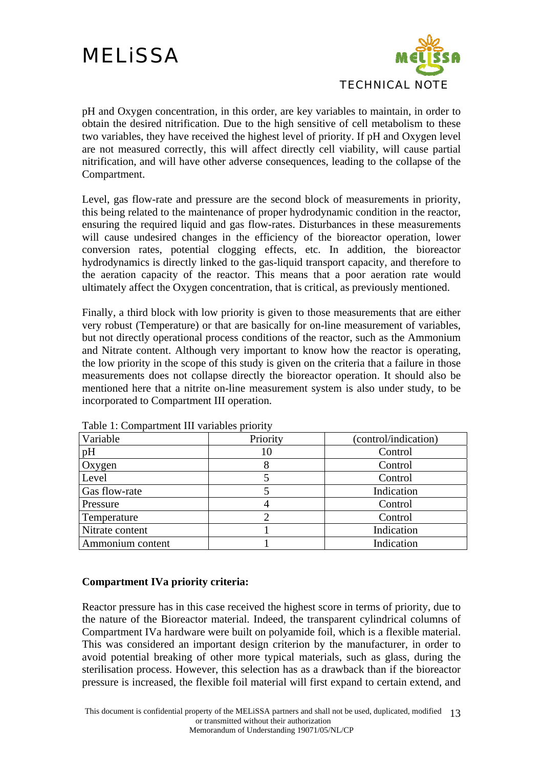pH and Oxygen concentration, in this order, are key variables to maintain, in order to obtain the desired nitrification. Due to the high sensitive of cell metabolism to these two variables, they have received the highest level of priority. If pH and Oxygen level are not measured correctly, this will affect directly cell viability, will cause partial nitrification, and will have other adverse consequences, leading to the collapse of the Compartment.

Level, gas flow-rate and pressure are the second block of measurements in priority, this being related to the maintenance of proper hydrodynamic condition in the reactor, ensuring the required liquid and gas flow-rates. Disturbances in these measurements will cause undesired changes in the efficiency of the bioreactor operation, lower conversion rates, potential clogging effects, etc. In addition, the bioreactor hydrodynamics is directly linked to the gas-liquid transport capacity, and therefore to the aeration capacity of the reactor. This means that a poor aeration rate would ultimately affect the Oxygen concentration, that is critical, as previously mentioned.

Finally, a third block with low priority is given to those measurements that are either very robust (Temperature) or that are basically for on-line measurement of variables, but not directly operational process conditions of the reactor, such as the Ammonium and Nitrate content. Although very important to know how the reactor is operating, the low priority in the scope of this study is given on the criteria that a failure in those measurements does not collapse directly the bioreactor operation. It should also be mentioned here that a nitrite on-line measurement system is also under study, to be incorporated to Compartment III operation.

Table 1: Compartment III variables priority

| Variable | Priority | (control/indication) |
|---|---|---|
| pH | 10 | Control |
| Oxygen | 8 | Control |
| Level | 5 | Control |
| Gas flow-rate | 5 | Indication |
| Pressure | 4 | Control |
| Temperature | 2 | Control |
| Nitrate content | 1 | Indication |
| Ammonium content | 1 | Indication |

**Compartment IVa priority criteria:**

Reactor pressure has in this case received the highest score in terms of priority, due to the nature of the Bioreactor material. Indeed, the transparent cylindrical columns of Compartment IVa hardware were built on polyamide foil, which is a flexible material. This was considered an important design criterion by the manufacturer, in order to avoid potential breaking of other more typical materials, such as glass, during the sterilisation process. However, this selection has as a drawback than if the bioreactor pressure is increased, the flexible foil material will first expand to certain extend, and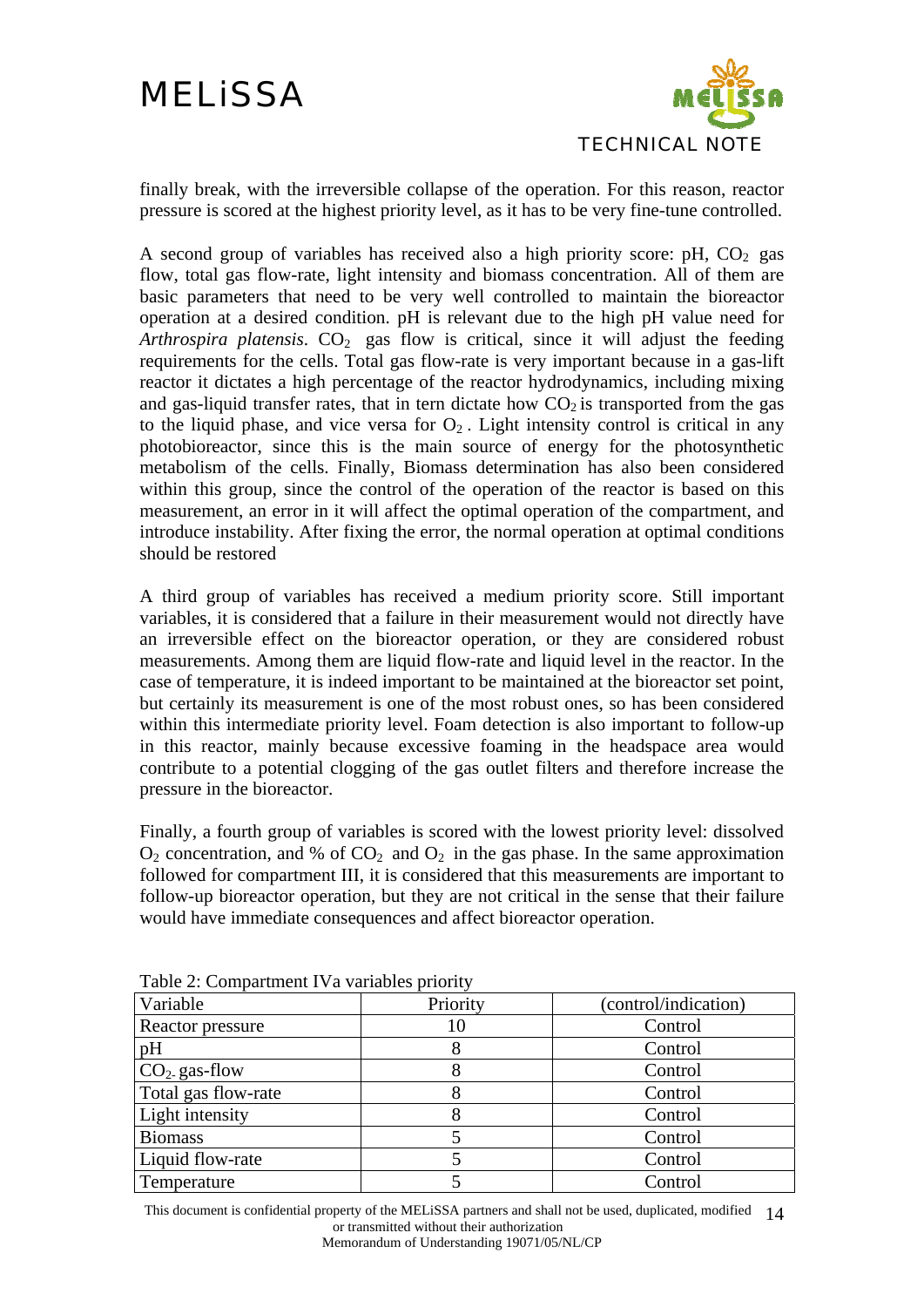finally break, with the irreversible collapse of the operation. For this reason, reactor pressure is scored at the highest priority level, as it has to be very fine-tune controlled.

A second group of variables has received also a high priority score: pH, $CO_2$ gas flow, total gas flow-rate, light intensity and biomass concentration. All of them are basic parameters that need to be very well controlled to maintain the bioreactor operation at a desired condition. pH is relevant due to the high pH value need for *Arthrospira platensis*. $CO_2$ gas flow is critical, since it will adjust the feeding requirements for the cells. Total gas flow-rate is very important because in a gas-lift reactor it dictates a high percentage of the reactor hydrodynamics, including mixing and gas-liquid transfer rates, that in tern dictate how $CO_2$ is transported from the gas to the liquid phase, and vice versa for $O_2$. Light intensity control is critical in any photobioreactor, since this is the main source of energy for the photosynthetic metabolism of the cells. Finally, Biomass determination has also been considered within this group, since the control of the operation of the reactor is based on this measurement, an error in it will affect the optimal operation of the compartment, and introduce instability. After fixing the error, the normal operation at optimal conditions should be restored

A third group of variables has received a medium priority score. Still important variables, it is considered that a failure in their measurement would not directly have an irreversible effect on the bioreactor operation, or they are considered robust measurements. Among them are liquid flow-rate and liquid level in the reactor. In the case of temperature, it is indeed important to be maintained at the bioreactor set point, but certainly its measurement is one of the most robust ones, so has been considered within this intermediate priority level. Foam detection is also important to follow-up in this reactor, mainly because excessive foaming in the headspace area would contribute to a potential clogging of the gas outlet filters and therefore increase the pressure in the bioreactor.

Finally, a fourth group of variables is scored with the lowest priority level: dissolved $O_2$ concentration, and % of $CO_2$ and $O_2$ in the gas phase. In the same approximation followed for compartment III, it is considered that this measurements are important to follow-up bioreactor operation, but they are not critical in the sense that their failure would have immediate consequences and affect bioreactor operation.

Table 2: Compartment IVa variables priority

| Variable | Priority | (control/indication) |
|---|---|---|
| Reactor pressure | 10 | Control |
| pH | 8 | Control |
| $CO_2$ gas-flow | 8 | Control |
| Total gas flow-rate | 8 | Control |
| Light intensity | 8 | Control |
| Biomass | 5 | Control |
| Liquid flow-rate | 5 | Control |
| Temperature | 5 | Control |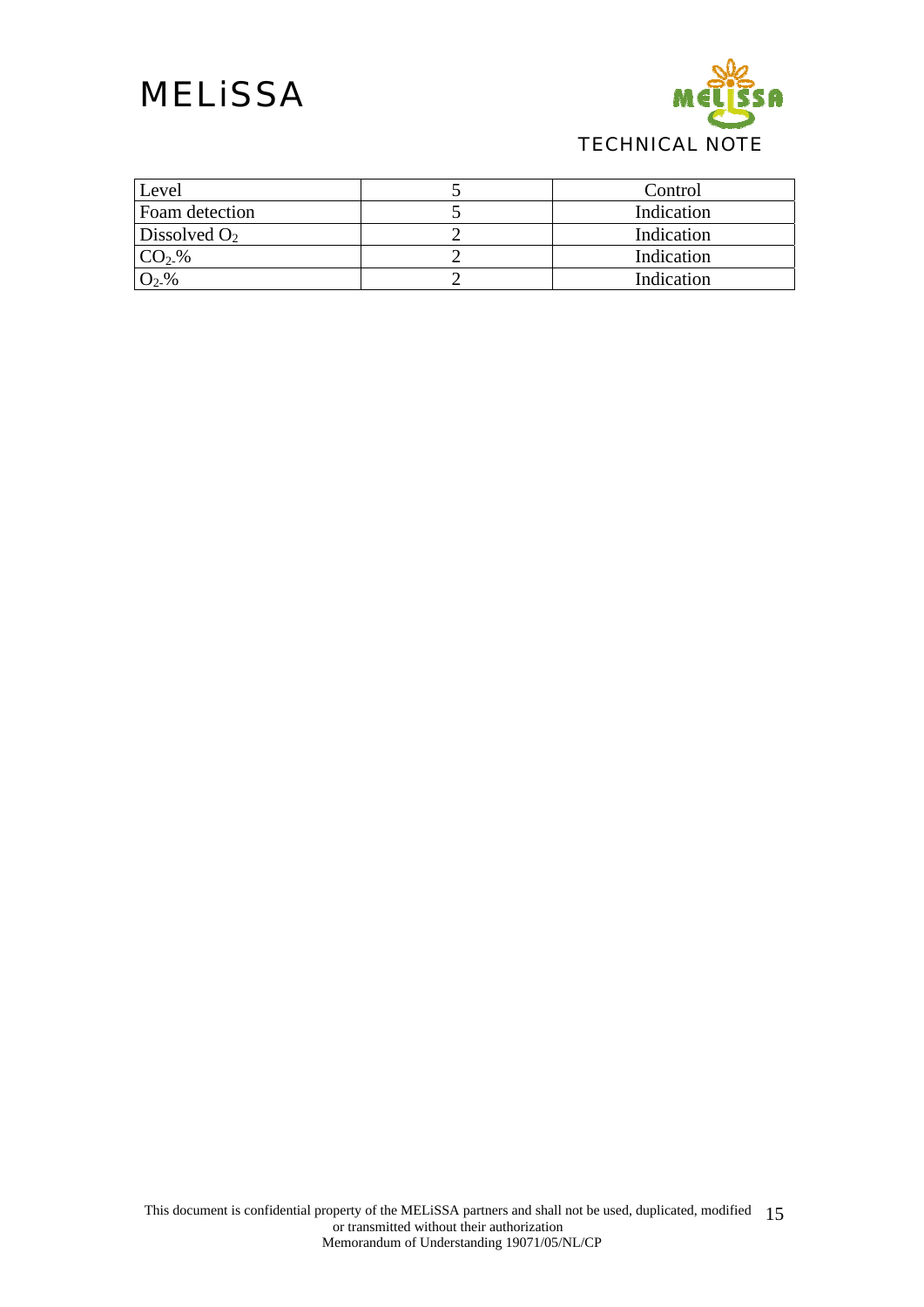| Level | 5 | Control |
|---|---|---|
| Foam detection | 5 | Indication |
| Dissolved $O_2$ | 2 | Indication |
| $CO_2$-% | 2 | Indication |
| $O_2$-% | 2 | Indication |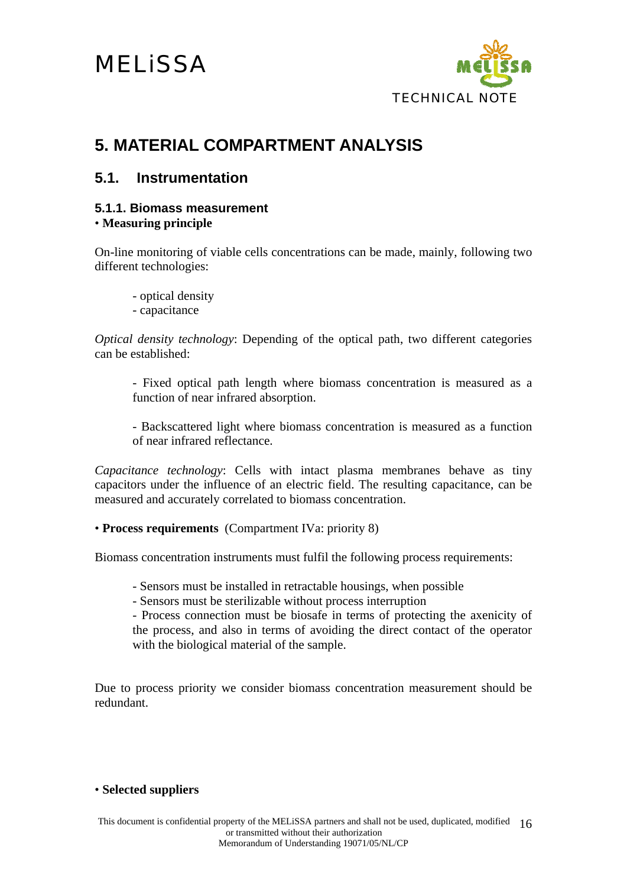# 5. MATERIAL COMPARTMENT ANALYSIS

## 5.1. Instrumentation

### 5.1.1. Biomass measurement

• **Measuring principle**

On-line monitoring of viable cells concentrations can be made, mainly, following two different technologies:

- optical density
- capacitance

*Optical density technology*: Depending of the optical path, two different categories can be established:

- Fixed optical path length where biomass concentration is measured as a function of near infrared absorption.

- Backscattered light where biomass concentration is measured as a function of near infrared reflectance.

*Capacitance technology*: Cells with intact plasma membranes behave as tiny capacitors under the influence of an electric field. The resulting capacitance, can be measured and accurately correlated to biomass concentration.

• **Process requirements** (Compartment IVa: priority 8)

Biomass concentration instruments must fulfil the following process requirements:

- Sensors must be installed in retractable housings, when possible
- Sensors must be sterilizable without process interruption
- Process connection must be biosafe in terms of protecting the axenicity of the process, and also in terms of avoiding the direct contact of the operator with the biological material of the sample.

Due to process priority we consider biomass concentration measurement should be redundant.

• **Selected suppliers**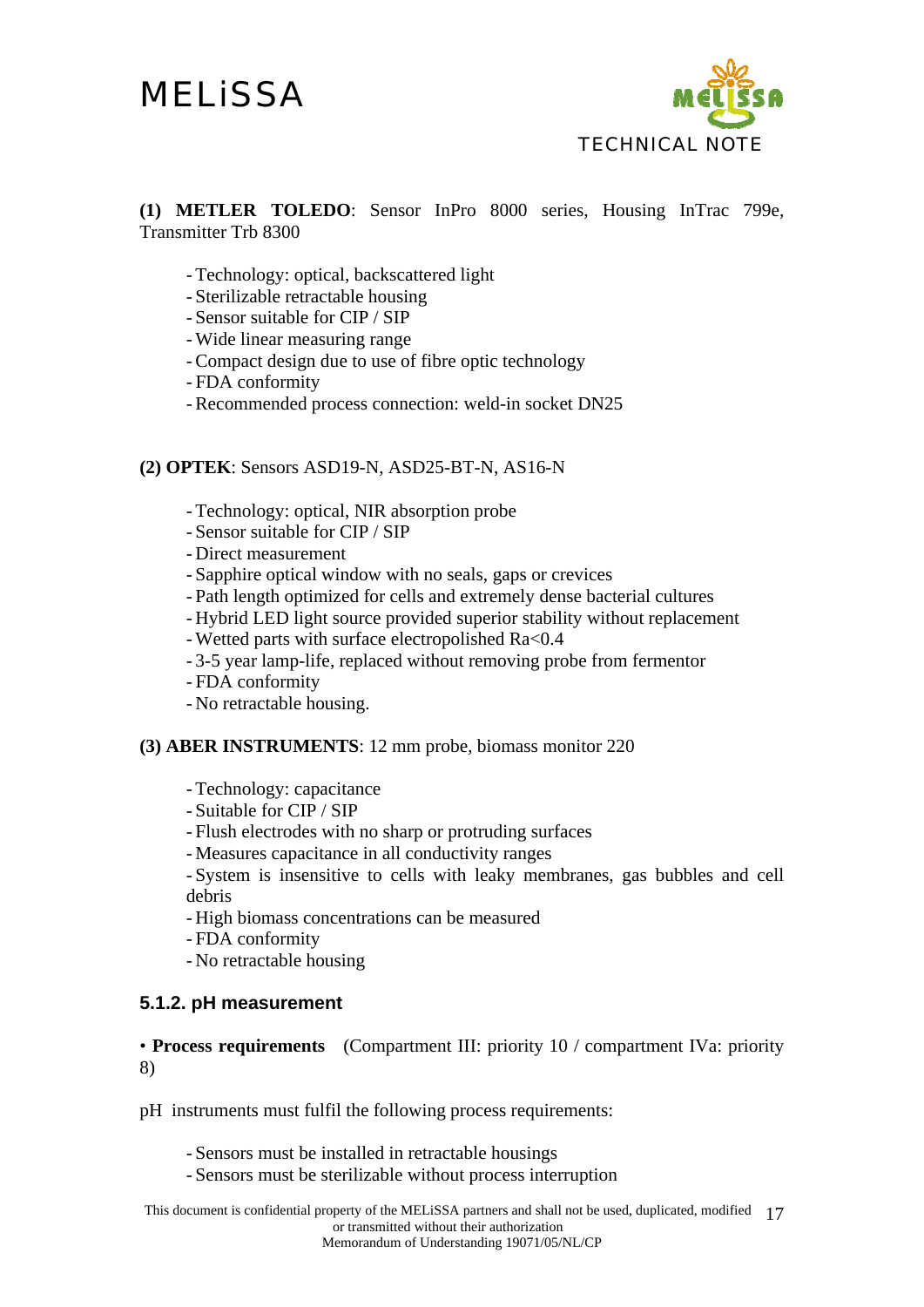**(1) METLER TOLEDO**: Sensor InPro 8000 series, Housing InTrac 799e, Transmitter Trb 8300

- Technology: optical, backscattered light
- Sterilizable retractable housing
- Sensor suitable for CIP / SIP
- Wide linear measuring range
- Compact design due to use of fibre optic technology
- FDA conformity
- Recommended process connection: weld-in socket DN25

**(2) OPTEK**: Sensors ASD19-N, ASD25-BT-N, AS16-N

- Technology: optical, NIR absorption probe
- Sensor suitable for CIP / SIP
- Direct measurement
- Sapphire optical window with no seals, gaps or crevices
- Path length optimized for cells and extremely dense bacterial cultures
- Hybrid LED light source provided superior stability without replacement
- Wetted parts with surface electropolished Ra<0.4
- 3-5 year lamp-life, replaced without removing probe from fermentor
- FDA conformity
- No retractable housing.

**(3) ABER INSTRUMENTS**: 12 mm probe, biomass monitor 220

- Technology: capacitance
- Suitable for CIP / SIP
- Flush electrodes with no sharp or protruding surfaces
- Measures capacitance in all conductivity ranges
- System is insensitive to cells with leaky membranes, gas bubbles and cell debris
- High biomass concentrations can be measured
- FDA conformity
- No retractable housing

### 5.1.2. pH measurement

• **Process requirements** (Compartment III: priority 10 / compartment IVa: priority 8)

pH instruments must fulfil the following process requirements:

- Sensors must be installed in retractable housings
- Sensors must be sterilizable without process interruption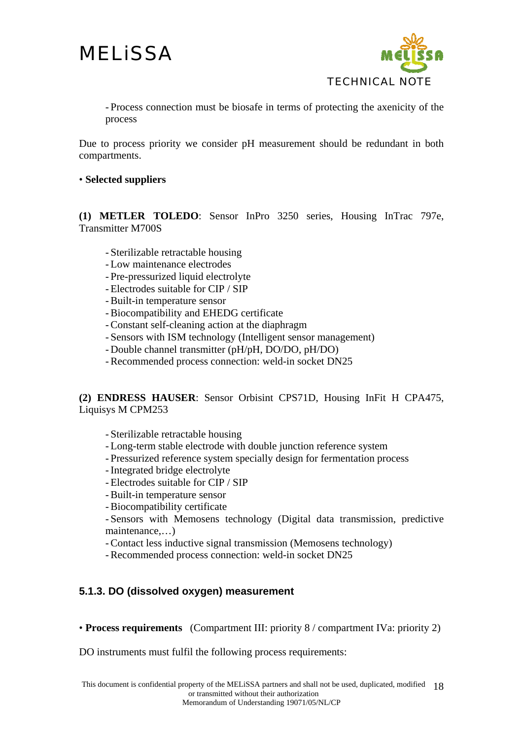- Process connection must be biosafe in terms of protecting the axenicity of the process

Due to process priority we consider pH measurement should be redundant in both compartments.

• **Selected suppliers**

**(1) METLER TOLEDO**: Sensor InPro 3250 series, Housing InTrac 797e, Transmitter M700S

- Sterilizable retractable housing
- Low maintenance electrodes
- Pre-pressurized liquid electrolyte
- Electrodes suitable for CIP / SIP
- Built-in temperature sensor
- Biocompatibility and EHEDG certificate
- Constant self-cleaning action at the diaphragm
- Sensors with ISM technology (Intelligent sensor management)
- Double channel transmitter (pH/pH, DO/DO, pH/DO)
- Recommended process connection: weld-in socket DN25

**(2) ENDRESS HAUSER**: Sensor Orbisint CPS71D, Housing InFit H CPA475, Liquisys M CPM253

- Sterilizable retractable housing
- Long-term stable electrode with double junction reference system
- Pressurized reference system specially design for fermentation process
- Integrated bridge electrolyte
- Electrodes suitable for CIP / SIP
- Built-in temperature sensor
- Biocompatibility certificate
- Sensors with Memosens technology (Digital data transmission, predictive maintenance,…)
- Contact less inductive signal transmission (Memosens technology)
- Recommended process connection: weld-in socket DN25

### 5.1.3. DO (dissolved oxygen) measurement

• **Process requirements** (Compartment III: priority 8 / compartment IVa: priority 2)

DO instruments must fulfil the following process requirements: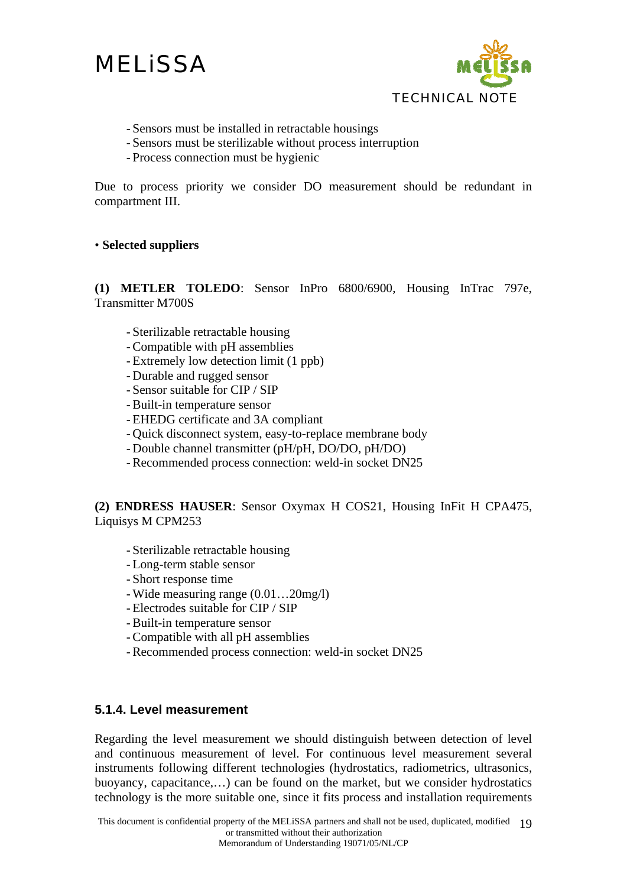- Sensors must be installed in retractable housings
- Sensors must be sterilizable without process interruption
- Process connection must be hygienic

Due to process priority we consider DO measurement should be redundant in compartment III.

- **Selected suppliers**

**(1) METLER TOLEDO**: Sensor InPro 6800/6900, Housing InTrac 797e, Transmitter M700S

- Sterilizable retractable housing
- Compatible with pH assemblies
- Extremely low detection limit (1 ppb)
- Durable and rugged sensor
- Sensor suitable for CIP / SIP
- Built-in temperature sensor
- EHEDG certificate and 3A compliant
- Quick disconnect system, easy-to-replace membrane body
- Double channel transmitter (pH/pH, DO/DO, pH/DO)
- Recommended process connection: weld-in socket DN25

**(2) ENDRESS HAUSER**: Sensor Oxymax H COS21, Housing InFit H CPA475, Liquisys M CPM253

- Sterilizable retractable housing
- Long-term stable sensor
- Short response time
- Wide measuring range (0.01…20mg/l)
- Electrodes suitable for CIP / SIP
- Built-in temperature sensor
- Compatible with all pH assemblies
- Recommended process connection: weld-in socket DN25

### 5.1.4. Level measurement

Regarding the level measurement we should distinguish between detection of level and continuous measurement of level. For continuous level measurement several instruments following different technologies (hydrostatics, radiometrics, ultrasonics, buoyancy, capacitance,…) can be found on the market, but we consider hydrostatics technology is the more suitable one, since it fits process and installation requirements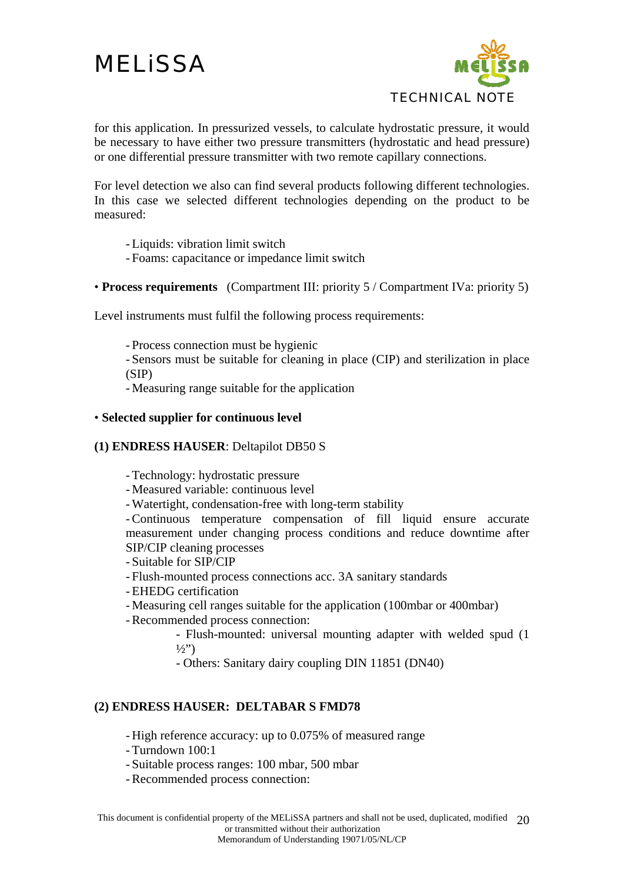for this application. In pressurized vessels, to calculate hydrostatic pressure, it would be necessary to have either two pressure transmitters (hydrostatic and head pressure) or one differential pressure transmitter with two remote capillary connections.

For level detection we also can find several products following different technologies. In this case we selected different technologies depending on the product to be measured:

- Liquids: vibration limit switch
- Foams: capacitance or impedance limit switch

• **Process requirements** (Compartment III: priority 5 / Compartment IVa: priority 5)

Level instruments must fulfil the following process requirements:

- Process connection must be hygienic
- Sensors must be suitable for cleaning in place (CIP) and sterilization in place (SIP)
- Measuring range suitable for the application

• **Selected supplier for continuous level**

**(1) ENDRESS HAUSER**: Deltapilot DB50 S

- Technology: hydrostatic pressure
- Measured variable: continuous level
- Watertight, condensation-free with long-term stability
- Continuous temperature compensation of fill liquid ensure accurate measurement under changing process conditions and reduce downtime after SIP/CIP cleaning processes
- Suitable for SIP/CIP
- Flush-mounted process connections acc. 3A sanitary standards
- EHEDG certification
- Measuring cell ranges suitable for the application (100mbar or 400mbar)
- Recommended process connection:
    - Flush-mounted: universal mounting adapter with welded spud (1 ½")
    - Others: Sanitary dairy coupling DIN 11851 (DN40)

**(2) ENDRESS HAUSER: DELTABAR S FMD78**

- High reference accuracy: up to 0.075% of measured range
- Turndown 100:1
- Suitable process ranges: 100 mbar, 500 mbar
- Recommended process connection: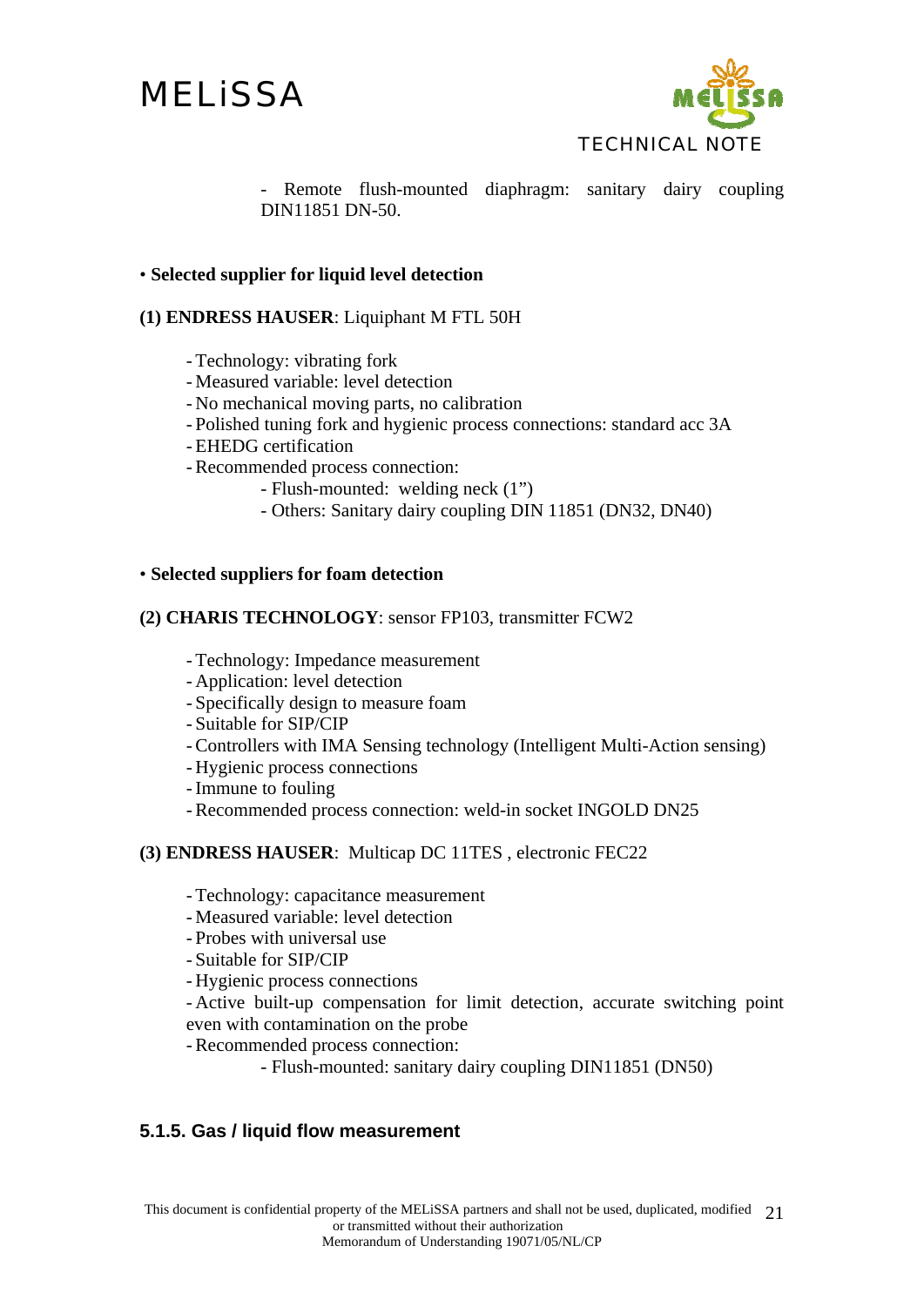- Remote flush-mounted diaphragm: sanitary dairy coupling DIN11851 DN-50.

• **Selected supplier for liquid level detection**

**(1) ENDRESS HAUSER**: Liquiphant M FTL 50H

- Technology: vibrating fork
- Measured variable: level detection
- No mechanical moving parts, no calibration
- Polished tuning fork and hygienic process connections: standard acc 3A
- EHEDG certification
- Recommended process connection:
    - Flush-mounted: welding neck (1")
    - Others: Sanitary dairy coupling DIN 11851 (DN32, DN40)

• **Selected suppliers for foam detection**

**(2) CHARIS TECHNOLOGY**: sensor FP103, transmitter FCW2

- Technology: Impedance measurement
- Application: level detection
- Specifically design to measure foam
- Suitable for SIP/CIP
- Controllers with IMA Sensing technology (Intelligent Multi-Action sensing)
- Hygienic process connections
- Immune to fouling
- Recommended process connection: weld-in socket INGOLD DN25

**(3) ENDRESS HAUSER**: Multicap DC 11TES , electronic FEC22

- Technology: capacitance measurement
- Measured variable: level detection
- Probes with universal use
- Suitable for SIP/CIP
- Hygienic process connections
- Active built-up compensation for limit detection, accurate switching point even with contamination on the probe
- Recommended process connection:
    - Flush-mounted: sanitary dairy coupling DIN11851 (DN50)

### 5.1.5. Gas / liquid flow measurement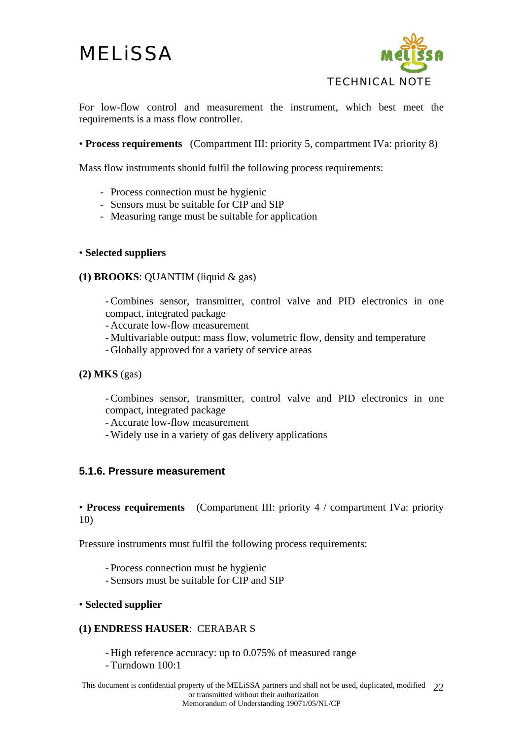For low-flow control and measurement the instrument, which best meet the requirements is a mass flow controller.

• **Process requirements** (Compartment III: priority 5, compartment IVa: priority 8)

Mass flow instruments should fulfil the following process requirements:

- Process connection must be hygienic
- Sensors must be suitable for CIP and SIP
- Measuring range must be suitable for application

• **Selected suppliers**

**(1) BROOKS**: QUANTIM (liquid & gas)

- Combines sensor, transmitter, control valve and PID electronics in one compact, integrated package
- Accurate low-flow measurement
- Multivariable output: mass flow, volumetric flow, density and temperature
- Globally approved for a variety of service areas

**(2) MKS** (gas)

- Combines sensor, transmitter, control valve and PID electronics in one compact, integrated package
- Accurate low-flow measurement
- Widely use in a variety of gas delivery applications

### 5.1.6. Pressure measurement

• **Process requirements** (Compartment III: priority 4 / compartment IVa: priority 10)

Pressure instruments must fulfil the following process requirements:

- Process connection must be hygienic
- Sensors must be suitable for CIP and SIP

• **Selected supplier**

**(1) ENDRESS HAUSER**: CERABAR S

- High reference accuracy: up to 0.075% of measured range
- Turndown 100:1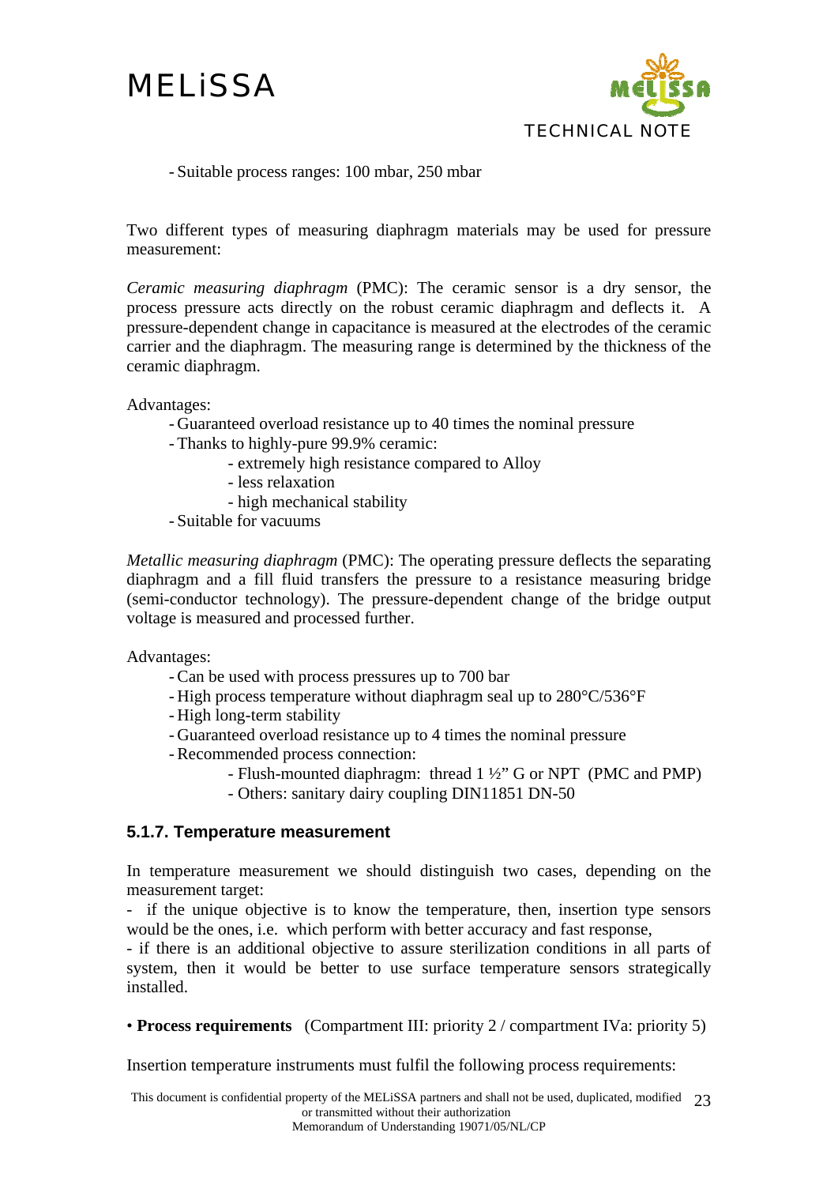- Suitable process ranges: 100 mbar, 250 mbar

Two different types of measuring diaphragm materials may be used for pressure measurement:

*Ceramic measuring diaphragm* (PMC): The ceramic sensor is a dry sensor, the process pressure acts directly on the robust ceramic diaphragm and deflects it. A pressure-dependent change in capacitance is measured at the electrodes of the ceramic carrier and the diaphragm. The measuring range is determined by the thickness of the ceramic diaphragm.

Advantages:

- Guaranteed overload resistance up to 40 times the nominal pressure
- Thanks to highly-pure 99.9% ceramic:
    - extremely high resistance compared to Alloy
    - less relaxation
    - high mechanical stability
- Suitable for vacuums

*Metallic measuring diaphragm* (PMC): The operating pressure deflects the separating diaphragm and a fill fluid transfers the pressure to a resistance measuring bridge (semi-conductor technology). The pressure-dependent change of the bridge output voltage is measured and processed further.

Advantages:

- Can be used with process pressures up to 700 bar
- High process temperature without diaphragm seal up to 280°C/536°F
- High long-term stability
- Guaranteed overload resistance up to 4 times the nominal pressure
- Recommended process connection:
    - Flush-mounted diaphragm: thread 1 ½" G or NPT (PMC and PMP)
    - Others: sanitary dairy coupling DIN11851 DN-50

### 5.1.7. Temperature measurement

In temperature measurement we should distinguish two cases, depending on the measurement target:

- if the unique objective is to know the temperature, then, insertion type sensors would be the ones, i.e. which perform with better accuracy and fast response,
- if there is an additional objective to assure sterilization conditions in all parts of system, then it would be better to use surface temperature sensors strategically installed.

• **Process requirements** (Compartment III: priority 2 / compartment IVa: priority 5)

Insertion temperature instruments must fulfil the following process requirements: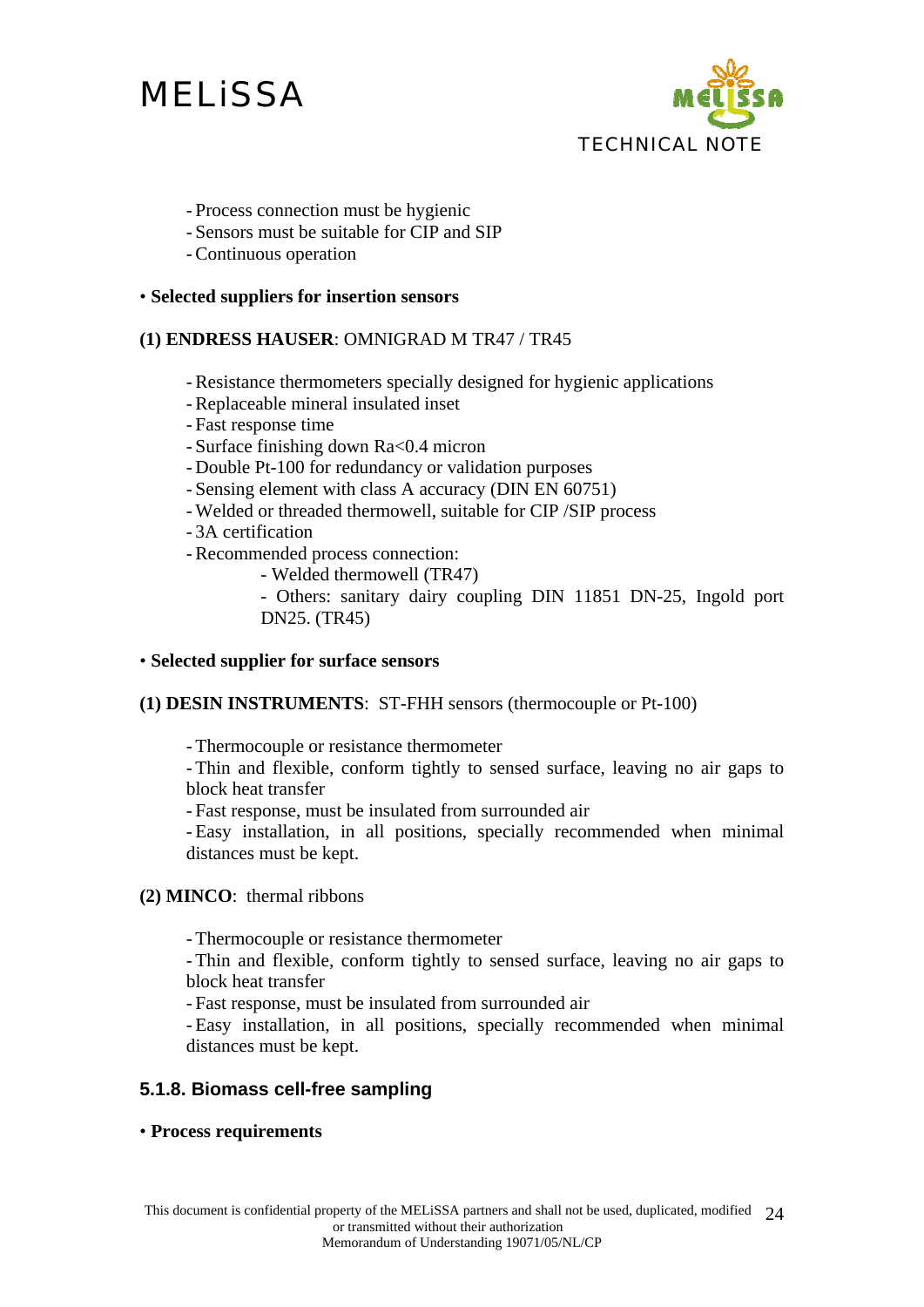- Process connection must be hygienic
- Sensors must be suitable for CIP and SIP
- Continuous operation

• **Selected suppliers for insertion sensors**

**(1) ENDRESS HAUSER**: OMNIGRAD M TR47 / TR45

- Resistance thermometers specially designed for hygienic applications
- Replaceable mineral insulated inset
- Fast response time
- Surface finishing down Ra<0.4 micron
- Double Pt-100 for redundancy or validation purposes
- Sensing element with class A accuracy (DIN EN 60751)
- Welded or threaded thermowell, suitable for CIP /SIP process
- 3A certification
- Recommended process connection:
    - Welded thermowell (TR47)
    - Others: sanitary dairy coupling DIN 11851 DN-25, Ingold port DN25. (TR45)

• **Selected supplier for surface sensors**

**(1) DESIN INSTRUMENTS**: ST-FHH sensors (thermocouple or Pt-100)

- Thermocouple or resistance thermometer
- Thin and flexible, conform tightly to sensed surface, leaving no air gaps to block heat transfer
- Fast response, must be insulated from surrounded air
- Easy installation, in all positions, specially recommended when minimal distances must be kept.

**(2) MINCO**: thermal ribbons

- Thermocouple or resistance thermometer
- Thin and flexible, conform tightly to sensed surface, leaving no air gaps to block heat transfer
- Fast response, must be insulated from surrounded air
- Easy installation, in all positions, specially recommended when minimal distances must be kept.

### 5.1.8. Biomass cell-free sampling

• **Process requirements**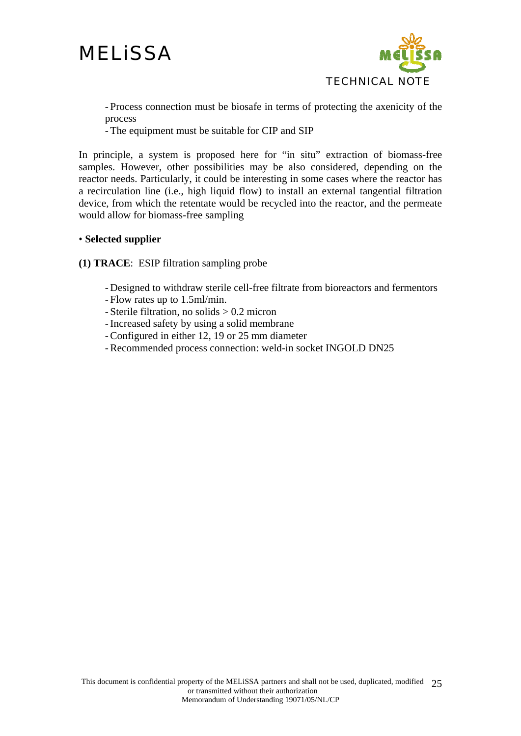- Process connection must be biosafe in terms of protecting the axenicity of the process
- The equipment must be suitable for CIP and SIP

In principle, a system is proposed here for "in situ" extraction of biomass-free samples. However, other possibilities may be also considered, depending on the reactor needs. Particularly, it could be interesting in some cases where the reactor has a recirculation line (i.e., high liquid flow) to install an external tangential filtration device, from which the retentate would be recycled into the reactor, and the permeate would allow for biomass-free sampling

• **Selected supplier**

**(1) TRACE**: ESIP filtration sampling probe

- Designed to withdraw sterile cell-free filtrate from bioreactors and fermentors
- Flow rates up to 1.5ml/min.
- Sterile filtration, no solids > 0.2 micron
- Increased safety by using a solid membrane
- Configured in either 12, 19 or 25 mm diameter
- Recommended process connection: weld-in socket INGOLD DN25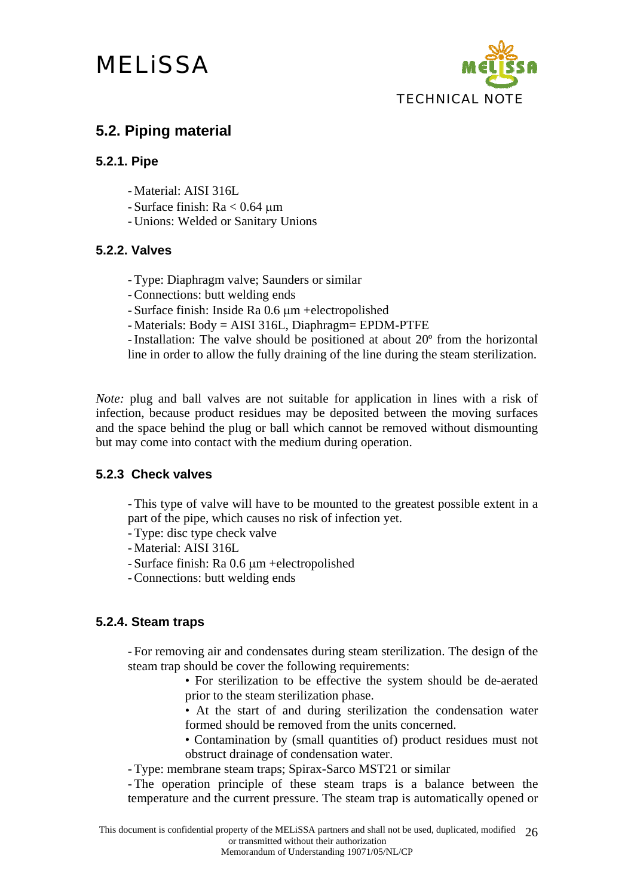## 5.2. Piping material

### 5.2.1. Pipe

- Material: AISI 316L
- Surface finish: Ra < 0.64 µm
- Unions: Welded or Sanitary Unions

### 5.2.2. Valves

- Type: Diaphragm valve; Saunders or similar
- Connections: butt welding ends
- Surface finish: Inside Ra 0.6 µm +electropolished
- Materials: Body = AISI 316L, Diaphragm= EPDM-PTFE
- Installation: The valve should be positioned at about 20º from the horizontal line in order to allow the fully draining of the line during the steam sterilization.

*Note:* plug and ball valves are not suitable for application in lines with a risk of infection, because product residues may be deposited between the moving surfaces and the space behind the plug or ball which cannot be removed without dismounting but may come into contact with the medium during operation.

### 5.2.3 Check valves

- This type of valve will have to be mounted to the greatest possible extent in a part of the pipe, which causes no risk of infection yet.
- Type: disc type check valve
- Material: AISI 316L
- Surface finish: Ra 0.6 µm +electropolished
- Connections: butt welding ends

### 5.2.4. Steam traps

- For removing air and condensates during steam sterilization. The design of the steam trap should be cover the following requirements:
    - For sterilization to be effective the system should be de-aerated prior to the steam sterilization phase.
    - At the start of and during sterilization the condensation water formed should be removed from the units concerned.
    - Contamination by (small quantities of) product residues must not obstruct drainage of condensation water.
- Type: membrane steam traps; Spirax-Sarco MST21 or similar
- The operation principle of these steam traps is a balance between the temperature and the current pressure. The steam trap is automatically opened or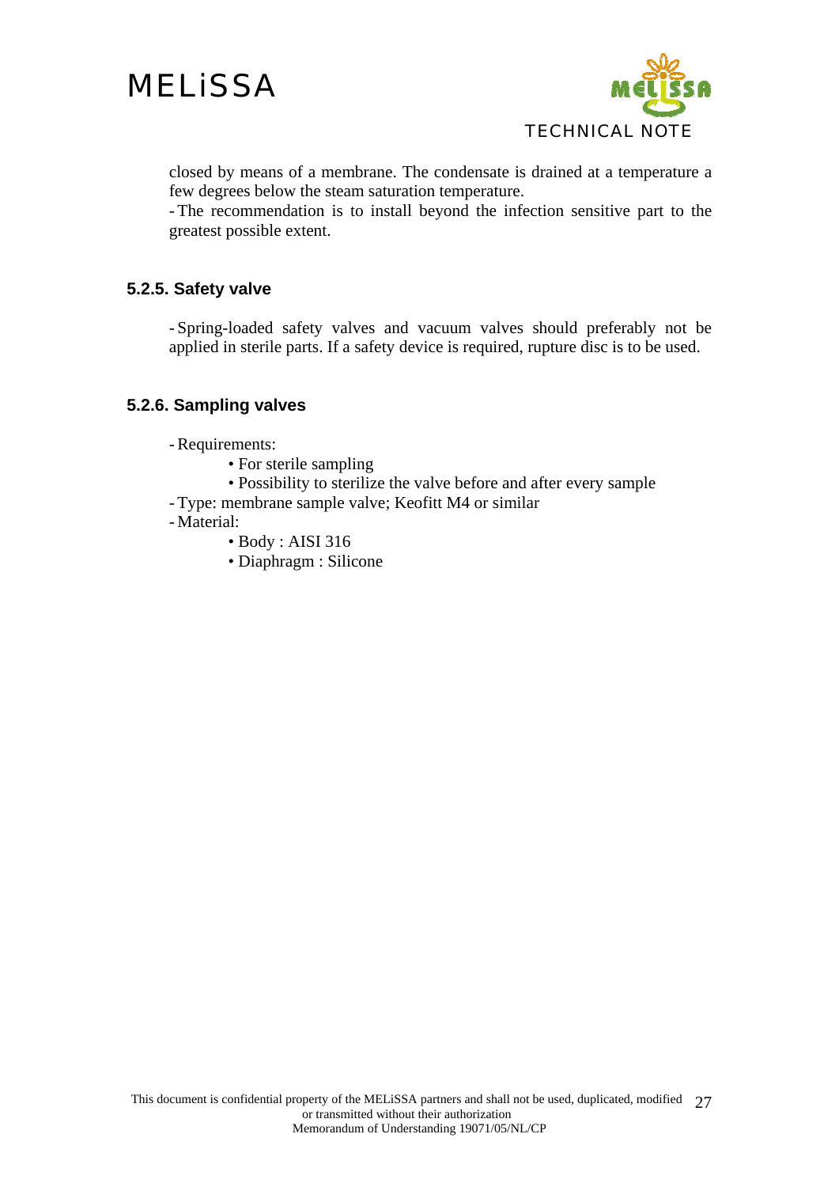closed by means of a membrane. The condensate is drained at a temperature a few degrees below the steam saturation temperature.

- The recommendation is to install beyond the infection sensitive part to the greatest possible extent.

### 5.2.5. Safety valve

- Spring-loaded safety valves and vacuum valves should preferably not be applied in sterile parts. If a safety device is required, rupture disc is to be used.

### 5.2.6. Sampling valves

- Requirements:
    - For sterile sampling
    - Possibility to sterilize the valve before and after every sample
- Type: membrane sample valve; Keofitt M4 or similar
- Material:
    - Body : AISI 316
    - Diaphragm : Silicone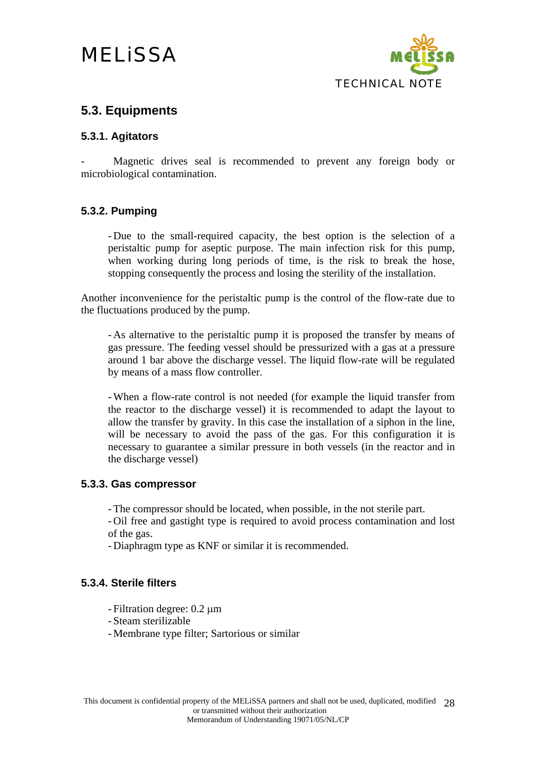## 5.3. Equipments

### 5.3.1. Agitators

- Magnetic drives seal is recommended to prevent any foreign body or microbiological contamination.

### 5.3.2. Pumping

- Due to the small-required capacity, the best option is the selection of a peristaltic pump for aseptic purpose. The main infection risk for this pump, when working during long periods of time, is the risk to break the hose, stopping consequently the process and losing the sterility of the installation.

Another inconvenience for the peristaltic pump is the control of the flow-rate due to the fluctuations produced by the pump.

- As alternative to the peristaltic pump it is proposed the transfer by means of gas pressure. The feeding vessel should be pressurized with a gas at a pressure around 1 bar above the discharge vessel. The liquid flow-rate will be regulated by means of a mass flow controller.

- When a flow-rate control is not needed (for example the liquid transfer from the reactor to the discharge vessel) it is recommended to adapt the layout to allow the transfer by gravity. In this case the installation of a siphon in the line, will be necessary to avoid the pass of the gas. For this configuration it is necessary to guarantee a similar pressure in both vessels (in the reactor and in the discharge vessel)

### 5.3.3. Gas compressor

- The compressor should be located, when possible, in the not sterile part.
- Oil free and gastight type is required to avoid process contamination and lost of the gas.
- Diaphragm type as KNF or similar it is recommended.

### 5.3.4. Sterile filters

- Filtration degree: 0.2 µm
- Steam sterilizable
- Membrane type filter; Sartorious or similar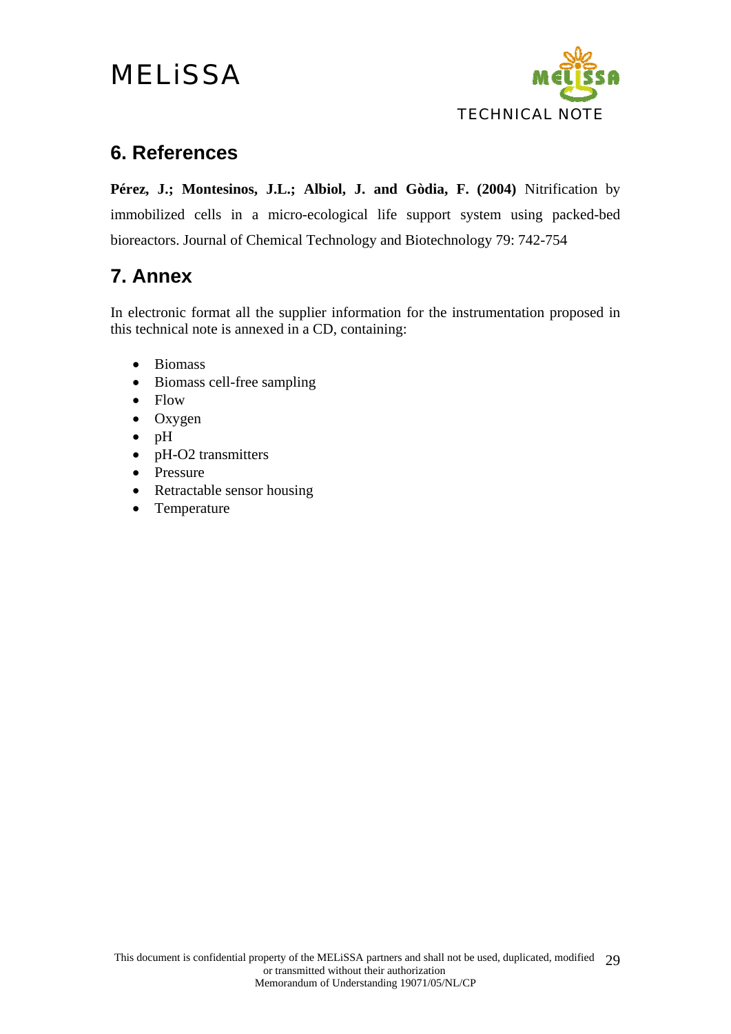## 6. References

**Pérez, J.; Montesinos, J.L.; Albiol, J. and Gòdia, F. (2004)** Nitrification by immobilized cells in a micro-ecological life support system using packed-bed bioreactors. Journal of Chemical Technology and Biotechnology 79: 742-754

## 7. Annex

In electronic format all the supplier information for the instrumentation proposed in this technical note is annexed in a CD, containing:

- Biomass
- Biomass cell-free sampling
- Flow
- Oxygen
- pH
- pH-O2 transmitters
- Pressure
- Retractable sensor housing
- Temperature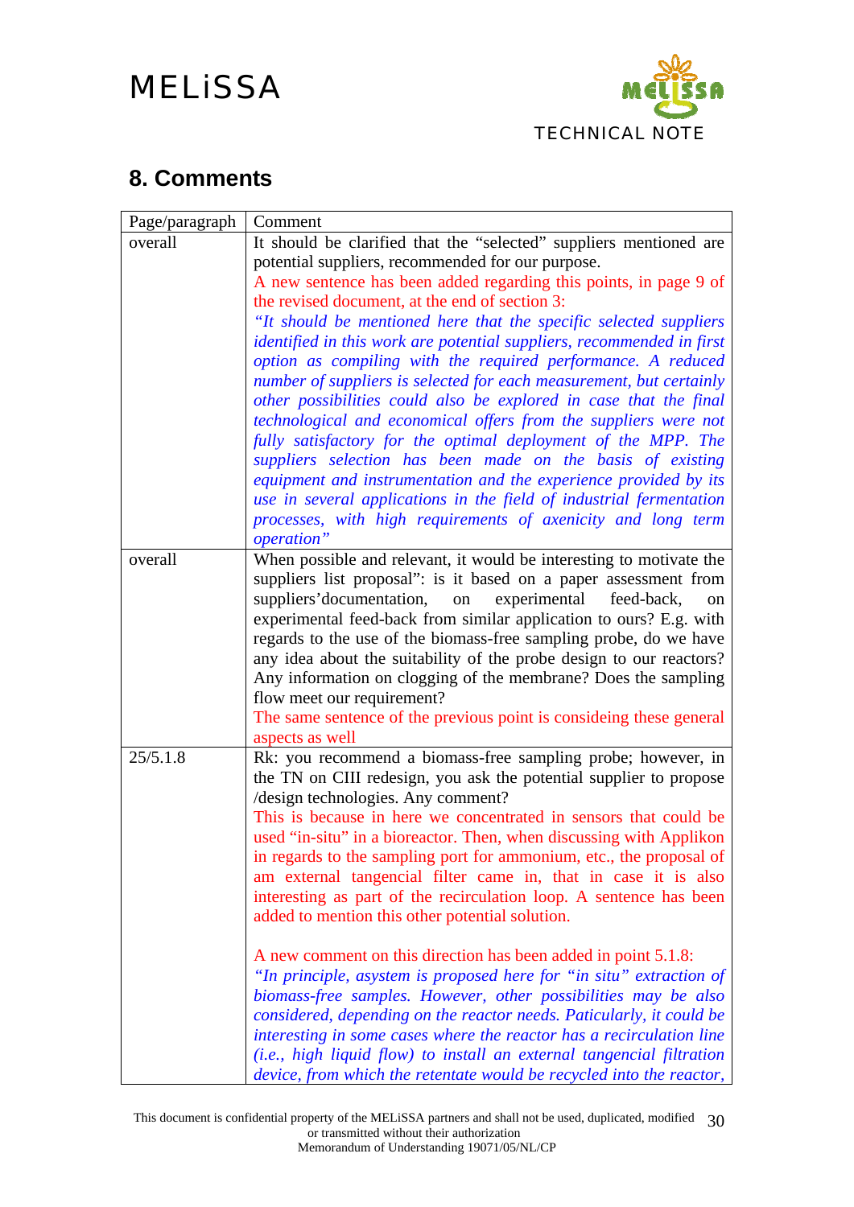# 8. Comments

| Page/paragraph | Comment |
|---|---|
| overall | It should be clarified that the “selected” suppliers mentioned are potential suppliers, recommended for our purpose.<br>A new sentence has been added regarding this points, in page 9 of the revised document, at the end of section 3:<br>*“It should be mentioned here that the specific selected suppliers identified in this work are potential suppliers, recommended in first option as compiling with the required performance. A reduced number of suppliers is selected for each measurement, but certainly other possibilities could also be explored in case that the final technological and economical offers from the suppliers were not fully satisfactory for the optimal deployment of the MPP. The suppliers selection has been made on the basis of existing equipment and instrumentation and the experience provided by its use in several applications in the field of industrial fermentation processes, with high requirements of axenicity and long term operation”* |
| overall | When possible and relevant, it would be interesting to motivate the suppliers list proposal”: is it based on a paper assessment from suppliers’documentation, on experimental feed-back, on experimental feed-back from similar application to ours? E.g. with regards to the use of the biomass-free sampling probe, do we have any idea about the suitability of the probe design to our reactors? Any information on clogging of the membrane? Does the sampling flow meet our requirement?<br>The same sentence of the previous point is consideing these general aspects as well |
| 25/5.1.8 | Rk: you recommend a biomass-free sampling probe; however, in the TN on CIII redesign, you ask the potential supplier to propose /design technologies. Any comment?<br>This is because in here we concentrated in sensors that could be used “in-situ” in a bioreactor. Then, when discussing with Applikon in regards to the sampling port for ammonium, etc., the proposal of am external tangencial filter came in, that in case it is also interesting as part of the recirculation loop. A sentence has been added to mention this other potential solution.<br><br>A new comment on this direction has been added in point 5.1.8:<br>*“In principle, asystem is proposed here for “in situ” extraction of biomass-free samples. However, other possibilities may be also considered, depending on the reactor needs. Paticularly, it could be interesting in some cases where the reactor has a recirculation line (i.e., high liquid flow) to install an external tangencial filtration device, from which the retentate would be recycled into the reactor,* |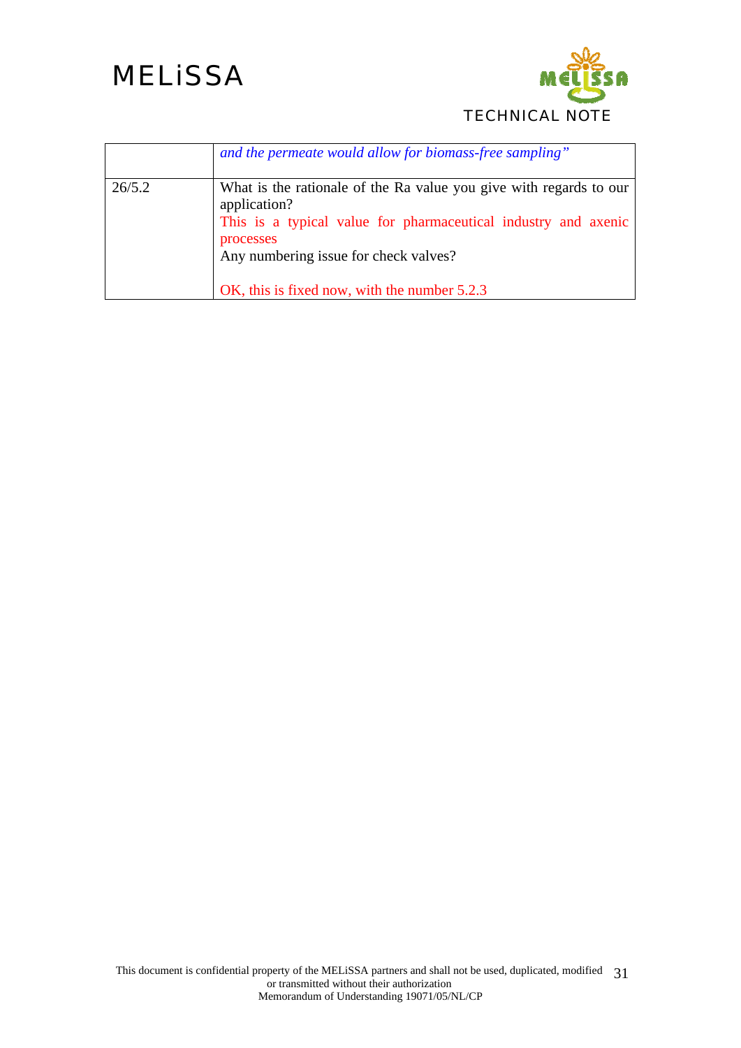| | |
|---|---|
| | *and the permeate would allow for biomass-free sampling"* |
| 26/5.2 | What is the rationale of the Ra value you give with regards to our application?<br>This is a typical value for pharmaceutical industry and axenic processes<br>Any numbering issue for check valves?<br><br>OK, this is fixed now, with the number 5.2.3 |